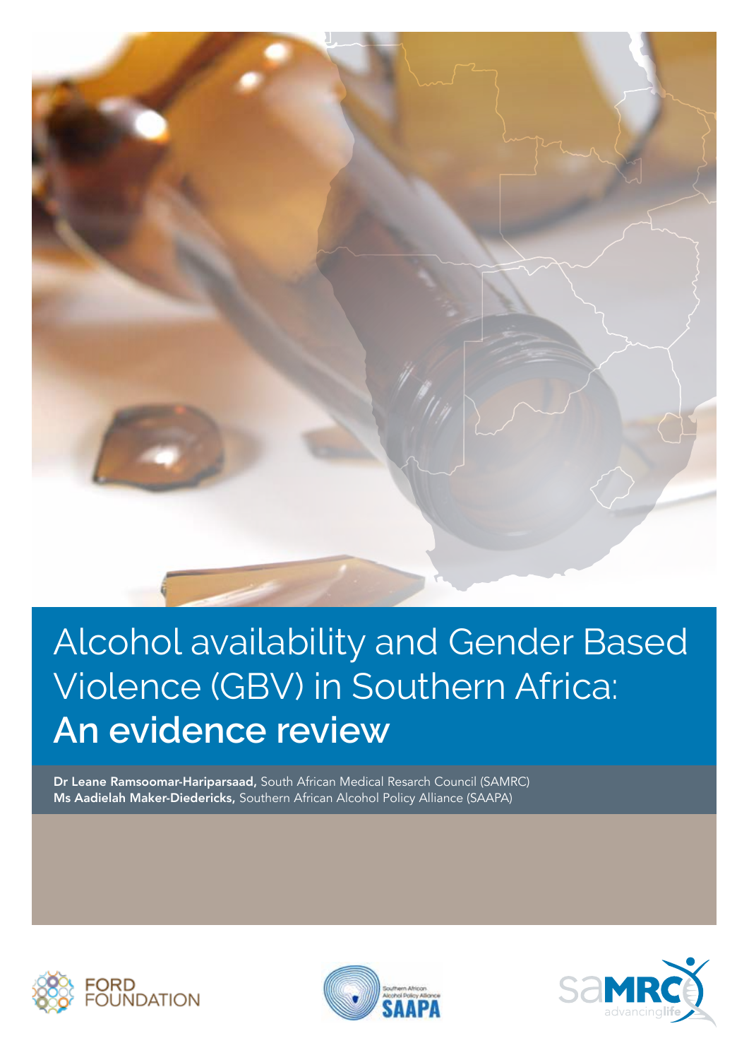# Alcohol availability and Gender Based Violence (GBV) in Southern Africa: **An evidence review**

**Dr Leane Ramsoomar-Hariparsaad,** South African Medical Resarch Council (SAMRC)
**Ms Aadielah Maker-Diedericks,** Southern African Alcohol Policy Alliance (SAAPA)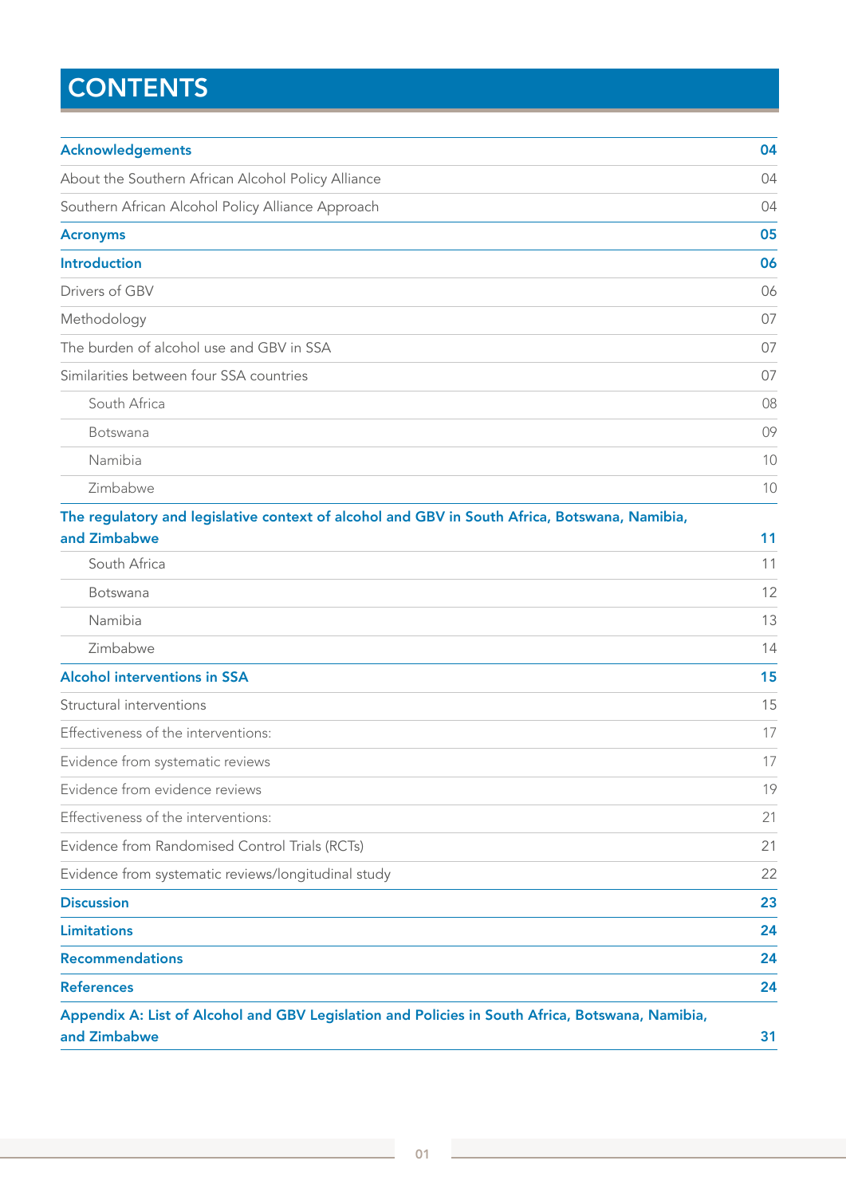# CONTENTS

| | |
|---|---|
| **Acknowledgements** | **04** |
| About the Southern African Alcohol Policy Alliance | 04 |
| Southern African Alcohol Policy Alliance Approach | 04 |
| **Acronyms** | **05** |
| **Introduction** | **06** |
| Drivers of GBV | 06 |
| Methodology | 07 |
| The burden of alcohol use and GBV in SSA | 07 |
| Similarities between four SSA countries | 07 |
| South Africa | 08 |
| Botswana | 09 |
| Namibia | 10 |
| Zimbabwe | 10 |
| **The regulatory and legislative context of alcohol and GBV in South Africa, Botswana, Namibia, and Zimbabwe** | **11** |
| South Africa | 11 |
| Botswana | 12 |
| Namibia | 13 |
| Zimbabwe | 14 |
| **Alcohol interventions in SSA** | **15** |
| Structural interventions | 15 |
| Effectiveness of the interventions: | 17 |
| Evidence from systematic reviews | 17 |
| Evidence from evidence reviews | 19 |
| Effectiveness of the interventions: | 21 |
| Evidence from Randomised Control Trials (RCTs) | 21 |
| Evidence from systematic reviews/longitudinal study | 22 |
| **Discussion** | **23** |
| **Limitations** | **24** |
| **Recommendations** | **24** |
| **References** | **24** |
| **Appendix A: List of Alcohol and GBV Legislation and Policies in South Africa, Botswana, Namibia, and Zimbabwe** | **31** |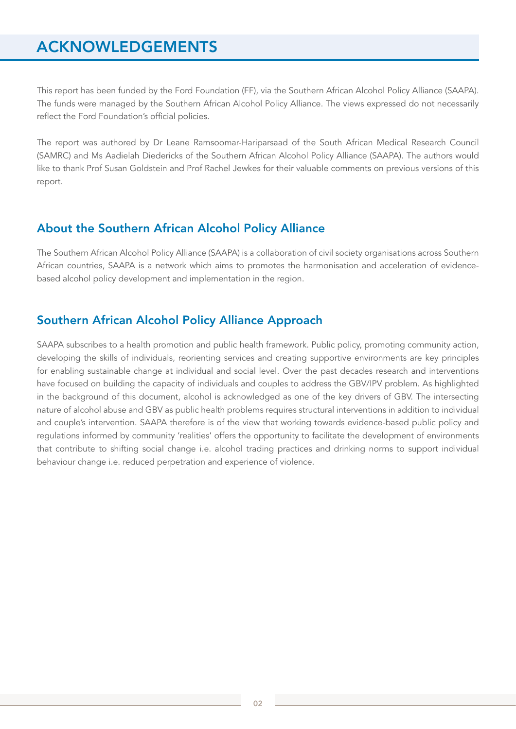# ACKNOWLEDGEMENTS

This report has been funded by the Ford Foundation (FF), via the Southern African Alcohol Policy Alliance (SAAPA). The funds were managed by the Southern African Alcohol Policy Alliance. The views expressed do not necessarily reflect the Ford Foundation's official policies.

The report was authored by Dr Leane Ramsoomar-Hariparsaad of the South African Medical Research Council (SAMRC) and Ms Aadielah Diedericks of the Southern African Alcohol Policy Alliance (SAAPA). The authors would like to thank Prof Susan Goldstein and Prof Rachel Jewkes for their valuable comments on previous versions of this report.

## About the Southern African Alcohol Policy Alliance

The Southern African Alcohol Policy Alliance (SAAPA) is a collaboration of civil society organisations across Southern African countries, SAAPA is a network which aims to promotes the harmonisation and acceleration of evidence-based alcohol policy development and implementation in the region.

## Southern African Alcohol Policy Alliance Approach

SAAPA subscribes to a health promotion and public health framework. Public policy, promoting community action, developing the skills of individuals, reorienting services and creating supportive environments are key principles for enabling sustainable change at individual and social level. Over the past decades research and interventions have focused on building the capacity of individuals and couples to address the GBV/IPV problem. As highlighted in the background of this document, alcohol is acknowledged as one of the key drivers of GBV. The intersecting nature of alcohol abuse and GBV as public health problems requires structural interventions in addition to individual and couple's intervention. SAAPA therefore is of the view that working towards evidence-based public policy and regulations informed by community 'realities' offers the opportunity to facilitate the development of environments that contribute to shifting social change i.e. alcohol trading practices and drinking norms to support individual behaviour change i.e. reduced perpetration and experience of violence.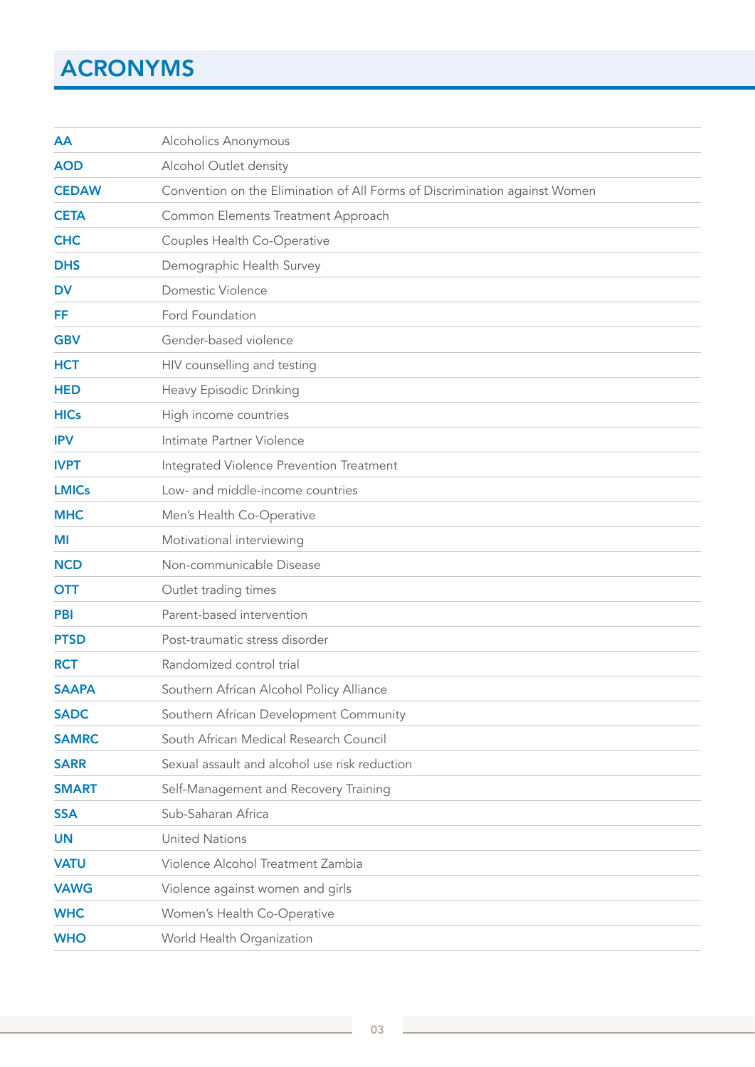# ACRONYMS

| | |
|---|---|
| **AA** | Alcoholics Anonymous |
| **AOD** | Alcohol Outlet density |
| **CEDAW** | Convention on the Elimination of All Forms of Discrimination against Women |
| **CETA** | Common Elements Treatment Approach |
| **CHC** | Couples Health Co-Operative |
| **DHS** | Demographic Health Survey |
| **DV** | Domestic Violence |
| **FF** | Ford Foundation |
| **GBV** | Gender-based violence |
| **HCT** | HIV counselling and testing |
| **HED** | Heavy Episodic Drinking |
| **HICs** | High income countries |
| **IPV** | Intimate Partner Violence |
| **IVPT** | Integrated Violence Prevention Treatment |
| **LMICs** | Low- and middle-income countries |
| **MHC** | Men's Health Co-Operative |
| **MI** | Motivational interviewing |
| **NCD** | Non-communicable Disease |
| **OTT** | Outlet trading times |
| **PBI** | Parent-based intervention |
| **PTSD** | Post-traumatic stress disorder |
| **RCT** | Randomized control trial |
| **SAAPA** | Southern African Alcohol Policy Alliance |
| **SADC** | Southern African Development Community |
| **SAMRC** | South African Medical Research Council |
| **SARR** | Sexual assault and alcohol use risk reduction |
| **SMART** | Self-Management and Recovery Training |
| **SSA** | Sub-Saharan Africa |
| **UN** | United Nations |
| **VATU** | Violence Alcohol Treatment Zambia |
| **VAWG** | Violence against women and girls |
| **WHC** | Women's Health Co-Operative |
| **WHO** | World Health Organization |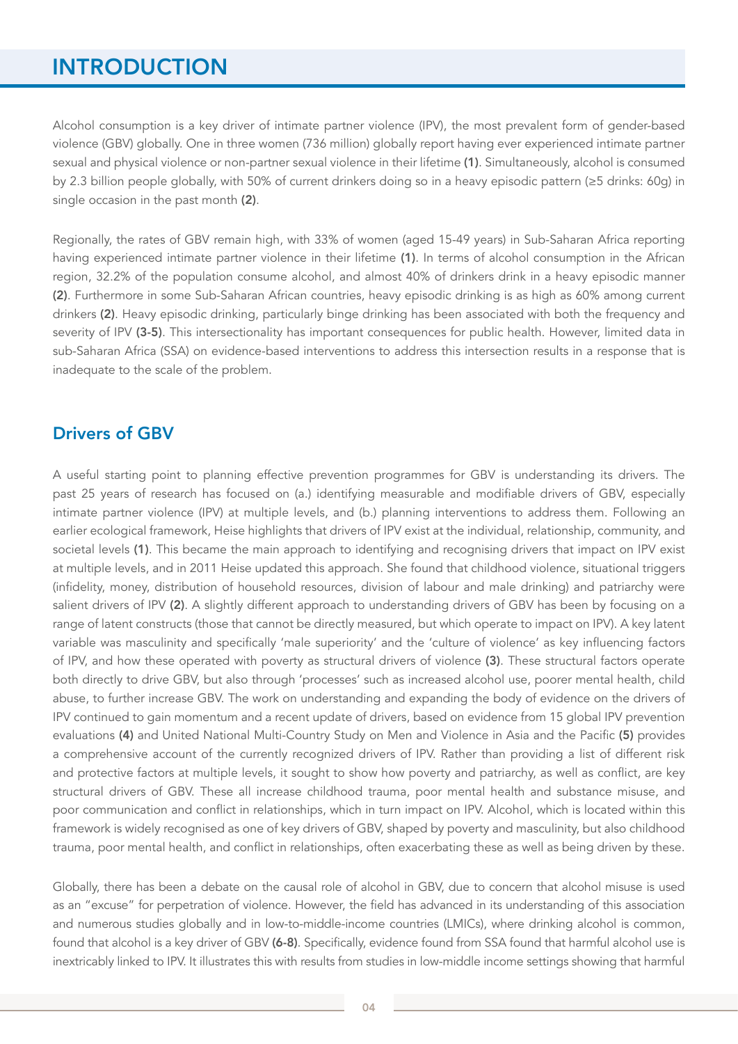# INTRODUCTION

Alcohol consumption is a key driver of intimate partner violence (IPV), the most prevalent form of gender-based violence (GBV) globally. One in three women (736 million) globally report having ever experienced intimate partner sexual and physical violence or non-partner sexual violence in their lifetime **(1)**. Simultaneously, alcohol is consumed by 2.3 billion people globally, with 50% of current drinkers doing so in a heavy episodic pattern (≥5 drinks: 60g) in single occasion in the past month **(2)**.

Regionally, the rates of GBV remain high, with 33% of women (aged 15-49 years) in Sub-Saharan Africa reporting having experienced intimate partner violence in their lifetime **(1)**. In terms of alcohol consumption in the African region, 32.2% of the population consume alcohol, and almost 40% of drinkers drink in a heavy episodic manner **(2)**. Furthermore in some Sub-Saharan African countries, heavy episodic drinking is as high as 60% among current drinkers **(2)**. Heavy episodic drinking, particularly binge drinking has been associated with both the frequency and severity of IPV **(3-5)**. This intersectionality has important consequences for public health. However, limited data in sub-Saharan Africa (SSA) on evidence-based interventions to address this intersection results in a response that is inadequate to the scale of the problem.

## Drivers of GBV

A useful starting point to planning effective prevention programmes for GBV is understanding its drivers. The past 25 years of research has focused on (a.) identifying measurable and modifiable drivers of GBV, especially intimate partner violence (IPV) at multiple levels, and (b.) planning interventions to address them. Following an earlier ecological framework, Heise highlights that drivers of IPV exist at the individual, relationship, community, and societal levels **(1)**. This became the main approach to identifying and recognising drivers that impact on IPV exist at multiple levels, and in 2011 Heise updated this approach. She found that childhood violence, situational triggers (infidelity, money, distribution of household resources, division of labour and male drinking) and patriarchy were salient drivers of IPV **(2)**. A slightly different approach to understanding drivers of GBV has been by focusing on a range of latent constructs (those that cannot be directly measured, but which operate to impact on IPV). A key latent variable was masculinity and specifically 'male superiority' and the 'culture of violence' as key influencing factors of IPV, and how these operated with poverty as structural drivers of violence **(3)**. These structural factors operate both directly to drive GBV, but also through 'processes' such as increased alcohol use, poorer mental health, child abuse, to further increase GBV. The work on understanding and expanding the body of evidence on the drivers of IPV continued to gain momentum and a recent update of drivers, based on evidence from 15 global IPV prevention evaluations **(4)** and United National Multi-Country Study on Men and Violence in Asia and the Pacific **(5)** provides a comprehensive account of the currently recognized drivers of IPV. Rather than providing a list of different risk and protective factors at multiple levels, it sought to show how poverty and patriarchy, as well as conflict, are key structural drivers of GBV. These all increase childhood trauma, poor mental health and substance misuse, and poor communication and conflict in relationships, which in turn impact on IPV. Alcohol, which is located within this framework is widely recognised as one of key drivers of GBV, shaped by poverty and masculinity, but also childhood trauma, poor mental health, and conflict in relationships, often exacerbating these as well as being driven by these.

Globally, there has been a debate on the causal role of alcohol in GBV, due to concern that alcohol misuse is used as an "excuse" for perpetration of violence. However, the field has advanced in its understanding of this association and numerous studies globally and in low-to-middle-income countries (LMICs), where drinking alcohol is common, found that alcohol is a key driver of GBV **(6-8)**. Specifically, evidence found from SSA found that harmful alcohol use is inextricably linked to IPV. It illustrates this with results from studies in low-middle income settings showing that harmful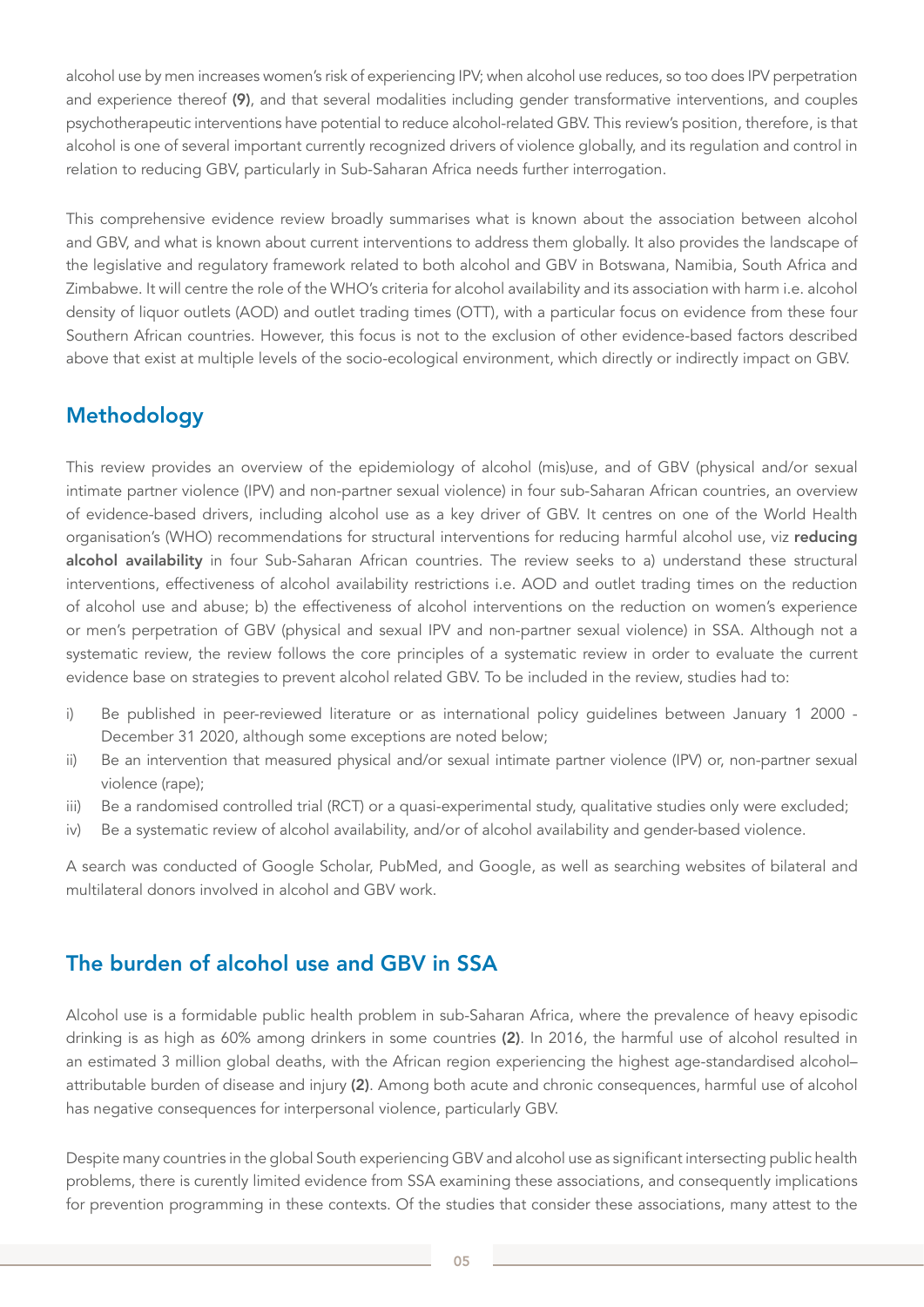alcohol use by men increases women's risk of experiencing IPV; when alcohol use reduces, so too does IPV perpetration and experience thereof **(9)**, and that several modalities including gender transformative interventions, and couples psychotherapeutic interventions have potential to reduce alcohol-related GBV. This review's position, therefore, is that alcohol is one of several important currently recognized drivers of violence globally, and its regulation and control in relation to reducing GBV, particularly in Sub-Saharan Africa needs further interrogation.

This comprehensive evidence review broadly summarises what is known about the association between alcohol and GBV, and what is known about current interventions to address them globally. It also provides the landscape of the legislative and regulatory framework related to both alcohol and GBV in Botswana, Namibia, South Africa and Zimbabwe. It will centre the role of the WHO's criteria for alcohol availability and its association with harm i.e. alcohol density of liquor outlets (AOD) and outlet trading times (OTT), with a particular focus on evidence from these four Southern African countries. However, this focus is not to the exclusion of other evidence-based factors described above that exist at multiple levels of the socio-ecological environment, which directly or indirectly impact on GBV.

## Methodology

This review provides an overview of the epidemiology of alcohol (mis)use, and of GBV (physical and/or sexual intimate partner violence (IPV) and non-partner sexual violence) in four sub-Saharan African countries, an overview of evidence-based drivers, including alcohol use as a key driver of GBV. It centres on one of the World Health organisation's (WHO) recommendations for structural interventions for reducing harmful alcohol use, viz **reducing alcohol availability** in four Sub-Saharan African countries. The review seeks to a) understand these structural interventions, effectiveness of alcohol availability restrictions i.e. AOD and outlet trading times on the reduction of alcohol use and abuse; b) the effectiveness of alcohol interventions on the reduction on women's experience or men's perpetration of GBV (physical and sexual IPV and non-partner sexual violence) in SSA. Although not a systematic review, the review follows the core principles of a systematic review in order to evaluate the current evidence base on strategies to prevent alcohol related GBV. To be included in the review, studies had to:

i) Be published in peer-reviewed literature or as international policy guidelines between January 1 2000 - December 31 2020, although some exceptions are noted below;
ii) Be an intervention that measured physical and/or sexual intimate partner violence (IPV) or, non-partner sexual violence (rape);
iii) Be a randomised controlled trial (RCT) or a quasi-experimental study, qualitative studies only were excluded;
iv) Be a systematic review of alcohol availability, and/or of alcohol availability and gender-based violence.

A search was conducted of Google Scholar, PubMed, and Google, as well as searching websites of bilateral and multilateral donors involved in alcohol and GBV work.

## The burden of alcohol use and GBV in SSA

Alcohol use is a formidable public health problem in sub-Saharan Africa, where the prevalence of heavy episodic drinking is as high as 60% among drinkers in some countries **(2)**. In 2016, the harmful use of alcohol resulted in an estimated 3 million global deaths, with the African region experiencing the highest age-standardised alcohol–attributable burden of disease and injury **(2)**. Among both acute and chronic consequences, harmful use of alcohol has negative consequences for interpersonal violence, particularly GBV.

Despite many countries in the global South experiencing GBV and alcohol use as significant intersecting public health problems, there is curently limited evidence from SSA examining these associations, and consequently implications for prevention programming in these contexts. Of the studies that consider these associations, many attest to the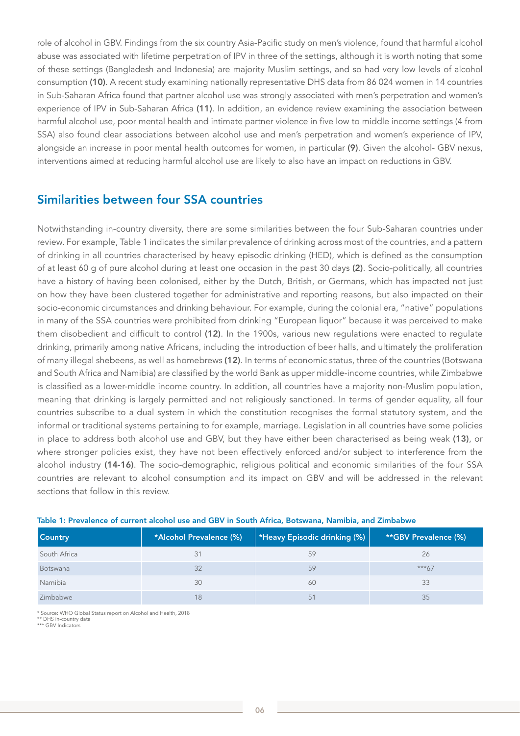role of alcohol in GBV. Findings from the six country Asia-Pacific study on men's violence, found that harmful alcohol abuse was associated with lifetime perpetration of IPV in three of the settings, although it is worth noting that some of these settings (Bangladesh and Indonesia) are majority Muslim settings, and so had very low levels of alcohol consumption **(10)**. A recent study examining nationally representative DHS data from 86 024 women in 14 countries in Sub-Saharan Africa found that partner alcohol use was strongly associated with men's perpetration and women's experience of IPV in Sub-Saharan Africa **(11)**. In addition, an evidence review examining the association between harmful alcohol use, poor mental health and intimate partner violence in five low to middle income settings (4 from SSA) also found clear associations between alcohol use and men's perpetration and women's experience of IPV, alongside an increase in poor mental health outcomes for women, in particular **(9)**. Given the alcohol- GBV nexus, interventions aimed at reducing harmful alcohol use are likely to also have an impact on reductions in GBV.

## Similarities between four SSA countries

Notwithstanding in-country diversity, there are some similarities between the four Sub-Saharan countries under review. For example, Table 1 indicates the similar prevalence of drinking across most of the countries, and a pattern of drinking in all countries characterised by heavy episodic drinking (HED), which is defined as the consumption of at least 60 g of pure alcohol during at least one occasion in the past 30 days **(2)**. Socio-politically, all countries have a history of having been colonised, either by the Dutch, British, or Germans, which has impacted not just on how they have been clustered together for administrative and reporting reasons, but also impacted on their socio-economic circumstances and drinking behaviour. For example, during the colonial era, "native" populations in many of the SSA countries were prohibited from drinking "European liquor" because it was perceived to make them disobedient and difficult to control **(12)**. In the 1900s, various new regulations were enacted to regulate drinking, primarily among native Africans, including the introduction of beer halls, and ultimately the proliferation of many illegal shebeens, as well as homebrews **(12)**. In terms of economic status, three of the countries (Botswana and South Africa and Namibia) are classified by the world Bank as upper middle-income countries, while Zimbabwe is classified as a lower-middle income country. In addition, all countries have a majority non-Muslim population, meaning that drinking is largely permitted and not religiously sanctioned. In terms of gender equality, all four countries subscribe to a dual system in which the constitution recognises the formal statutory system, and the informal or traditional systems pertaining to for example, marriage. Legislation in all countries have some policies in place to address both alcohol use and GBV, but they have either been characterised as being weak **(13)**, or where stronger policies exist, they have not been effectively enforced and/or subject to interference from the alcohol industry **(14-16)**. The socio-demographic, religious political and economic similarities of the four SSA countries are relevant to alcohol consumption and its impact on GBV and will be addressed in the relevant sections that follow in this review.

**Table 1: Prevalence of current alcohol use and GBV in South Africa, Botswana, Namibia, and Zimbabwe**

| Country | *Alcohol Prevalence (%) | *Heavy Episodic drinking (%) | **GBV Prevalence (%) |
|---|---|---|---|
| South Africa | 31 | 59 | 26 |
| Botswana | 32 | 59 | ***67 |
| Namibia | 30 | 60 | 33 |
| Zimbabwe | 18 | 51 | 35 |

\* Source: WHO Global Status report on Alcohol and Health, 2018
** DHS in-country data
*** GBV Indicators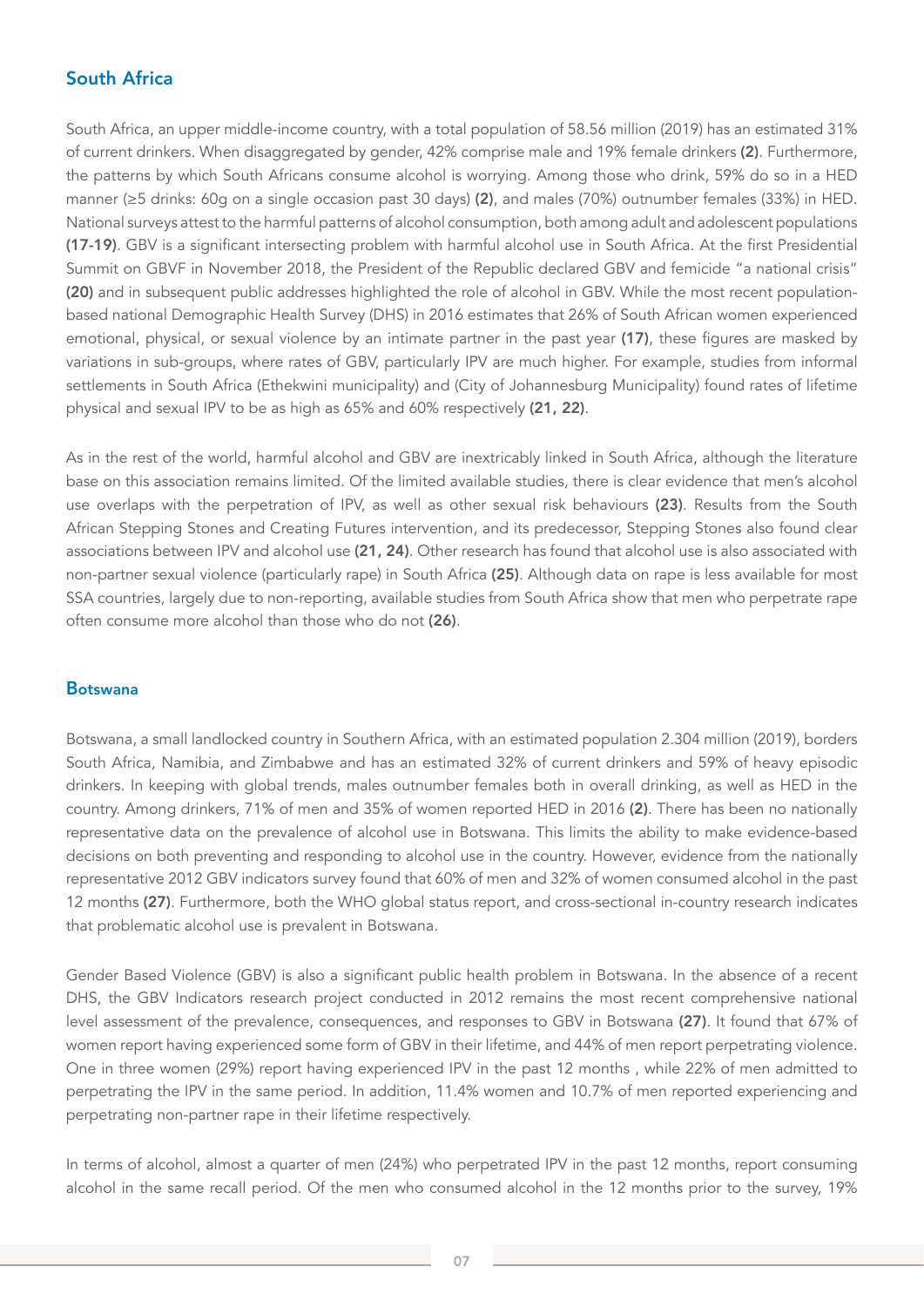## South Africa

South Africa, an upper middle-income country, with a total population of 58.56 million (2019) has an estimated 31% of current drinkers. When disaggregated by gender, 42% comprise male and 19% female drinkers **(2)**. Furthermore, the patterns by which South Africans consume alcohol is worrying. Among those who drink, 59% do so in a HED manner (≥5 drinks: 60g on a single occasion past 30 days) **(2)**, and males (70%) outnumber females (33%) in HED. National surveys attest to the harmful patterns of alcohol consumption, both among adult and adolescent populations **(17-19)**. GBV is a significant intersecting problem with harmful alcohol use in South Africa. At the first Presidential Summit on GBVF in November 2018, the President of the Republic declared GBV and femicide "a national crisis" **(20)** and in subsequent public addresses highlighted the role of alcohol in GBV. While the most recent population-based national Demographic Health Survey (DHS) in 2016 estimates that 26% of South African women experienced emotional, physical, or sexual violence by an intimate partner in the past year **(17)**, these figures are masked by variations in sub-groups, where rates of GBV, particularly IPV are much higher. For example, studies from informal settlements in South Africa (Ethekwini municipality) and (City of Johannesburg Municipality) found rates of lifetime physical and sexual IPV to be as high as 65% and 60% respectively **(21, 22)**.

As in the rest of the world, harmful alcohol and GBV are inextricably linked in South Africa, although the literature base on this association remains limited. Of the limited available studies, there is clear evidence that men's alcohol use overlaps with the perpetration of IPV, as well as other sexual risk behaviours **(23)**. Results from the South African Stepping Stones and Creating Futures intervention, and its predecessor, Stepping Stones also found clear associations between IPV and alcohol use **(21, 24)**. Other research has found that alcohol use is also associated with non-partner sexual violence (particularly rape) in South Africa **(25)**. Although data on rape is less available for most SSA countries, largely due to non-reporting, available studies from South Africa show that men who perpetrate rape often consume more alcohol than those who do not **(26)**.

### Botswana

Botswana, a small landlocked country in Southern Africa, with an estimated population 2.304 million (2019), borders South Africa, Namibia, and Zimbabwe and has an estimated 32% of current drinkers and 59% of heavy episodic drinkers. In keeping with global trends, males outnumber females both in overall drinking, as well as HED in the country. Among drinkers, 71% of men and 35% of women reported HED in 2016 **(2)**. There has been no nationally representative data on the prevalence of alcohol use in Botswana. This limits the ability to make evidence-based decisions on both preventing and responding to alcohol use in the country. However, evidence from the nationally representative 2012 GBV indicators survey found that 60% of men and 32% of women consumed alcohol in the past 12 months **(27)**. Furthermore, both the WHO global status report, and cross-sectional in-country research indicates that problematic alcohol use is prevalent in Botswana.

Gender Based Violence (GBV) is also a significant public health problem in Botswana. In the absence of a recent DHS, the GBV Indicators research project conducted in 2012 remains the most recent comprehensive national level assessment of the prevalence, consequences, and responses to GBV in Botswana **(27)**. It found that 67% of women report having experienced some form of GBV in their lifetime, and 44% of men report perpetrating violence. One in three women (29%) report having experienced IPV in the past 12 months , while 22% of men admitted to perpetrating the IPV in the same period. In addition, 11.4% women and 10.7% of men reported experiencing and perpetrating non-partner rape in their lifetime respectively.

In terms of alcohol, almost a quarter of men (24%) who perpetrated IPV in the past 12 months, report consuming alcohol in the same recall period. Of the men who consumed alcohol in the 12 months prior to the survey, 19%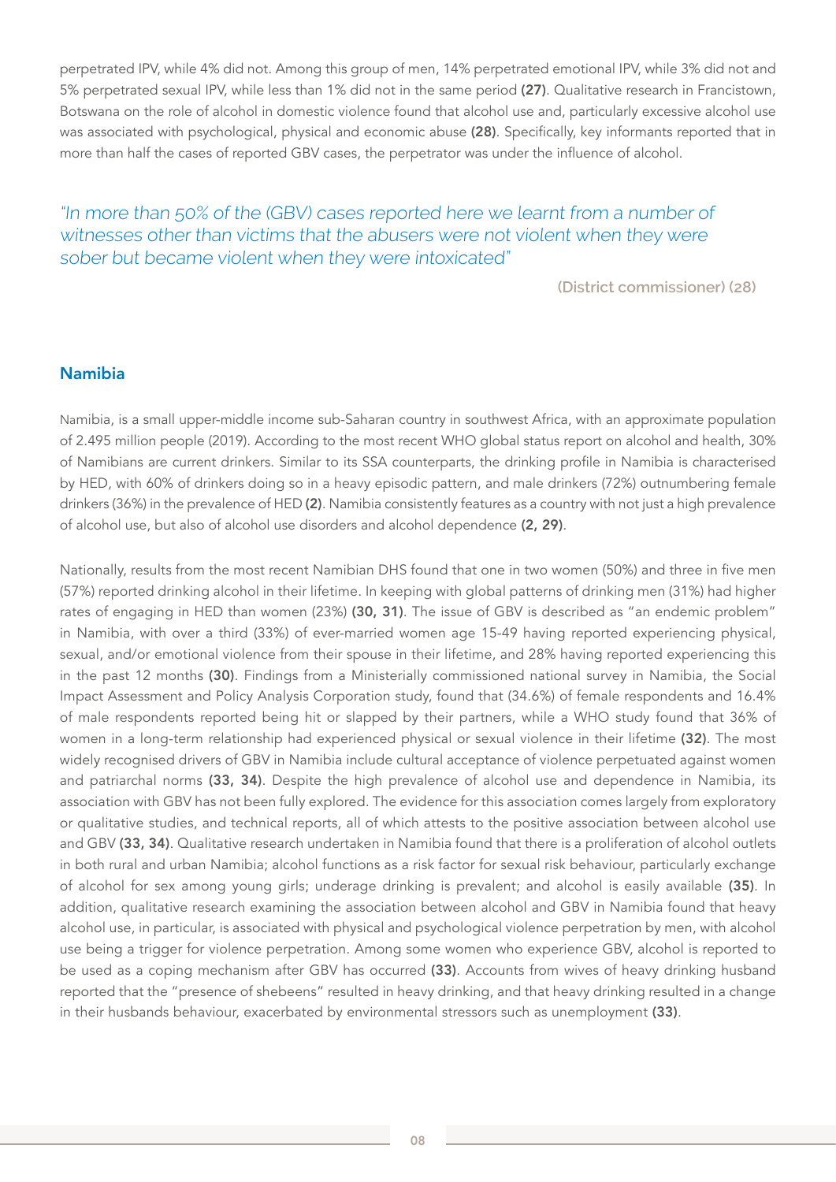perpetrated IPV, while 4% did not. Among this group of men, 14% perpetrated emotional IPV, while 3% did not and 5% perpetrated sexual IPV, while less than 1% did not in the same period **(27)**. Qualitative research in Francistown, Botswana on the role of alcohol in domestic violence found that alcohol use and, particularly excessive alcohol use was associated with psychological, physical and economic abuse **(28)**. Specifically, key informants reported that in more than half the cases of reported GBV cases, the perpetrator was under the influence of alcohol.

> *"In more than 50% of the (GBV) cases reported here we learnt from a number of witnesses other than victims that the abusers were not violent when they were sober but became violent when they were intoxicated"*
>
> **(District commissioner) (28)**

## Namibia

Namibia, is a small upper-middle income sub-Saharan country in southwest Africa, with an approximate population of 2.495 million people (2019). According to the most recent WHO global status report on alcohol and health, 30% of Namibians are current drinkers. Similar to its SSA counterparts, the drinking profile in Namibia is characterised by HED, with 60% of drinkers doing so in a heavy episodic pattern, and male drinkers (72%) outnumbering female drinkers (36%) in the prevalence of HED **(2)**. Namibia consistently features as a country with not just a high prevalence of alcohol use, but also of alcohol use disorders and alcohol dependence **(2, 29)**.

Nationally, results from the most recent Namibian DHS found that one in two women (50%) and three in five men (57%) reported drinking alcohol in their lifetime. In keeping with global patterns of drinking men (31%) had higher rates of engaging in HED than women (23%) **(30, 31)**. The issue of GBV is described as "an endemic problem" in Namibia, with over a third (33%) of ever-married women age 15-49 having reported experiencing physical, sexual, and/or emotional violence from their spouse in their lifetime, and 28% having reported experiencing this in the past 12 months **(30)**. Findings from a Ministerially commissioned national survey in Namibia, the Social Impact Assessment and Policy Analysis Corporation study, found that (34.6%) of female respondents and 16.4% of male respondents reported being hit or slapped by their partners, while a WHO study found that 36% of women in a long-term relationship had experienced physical or sexual violence in their lifetime **(32)**. The most widely recognised drivers of GBV in Namibia include cultural acceptance of violence perpetuated against women and patriarchal norms **(33, 34)**. Despite the high prevalence of alcohol use and dependence in Namibia, its association with GBV has not been fully explored. The evidence for this association comes largely from exploratory or qualitative studies, and technical reports, all of which attests to the positive association between alcohol use and GBV **(33, 34)**. Qualitative research undertaken in Namibia found that there is a proliferation of alcohol outlets in both rural and urban Namibia; alcohol functions as a risk factor for sexual risk behaviour, particularly exchange of alcohol for sex among young girls; underage drinking is prevalent; and alcohol is easily available **(35)**. In addition, qualitative research examining the association between alcohol and GBV in Namibia found that heavy alcohol use, in particular, is associated with physical and psychological violence perpetration by men, with alcohol use being a trigger for violence perpetration. Among some women who experience GBV, alcohol is reported to be used as a coping mechanism after GBV has occurred **(33)**. Accounts from wives of heavy drinking husband reported that the "presence of shebeens" resulted in heavy drinking, and that heavy drinking resulted in a change in their husbands behaviour, exacerbated by environmental stressors such as unemployment **(33)**.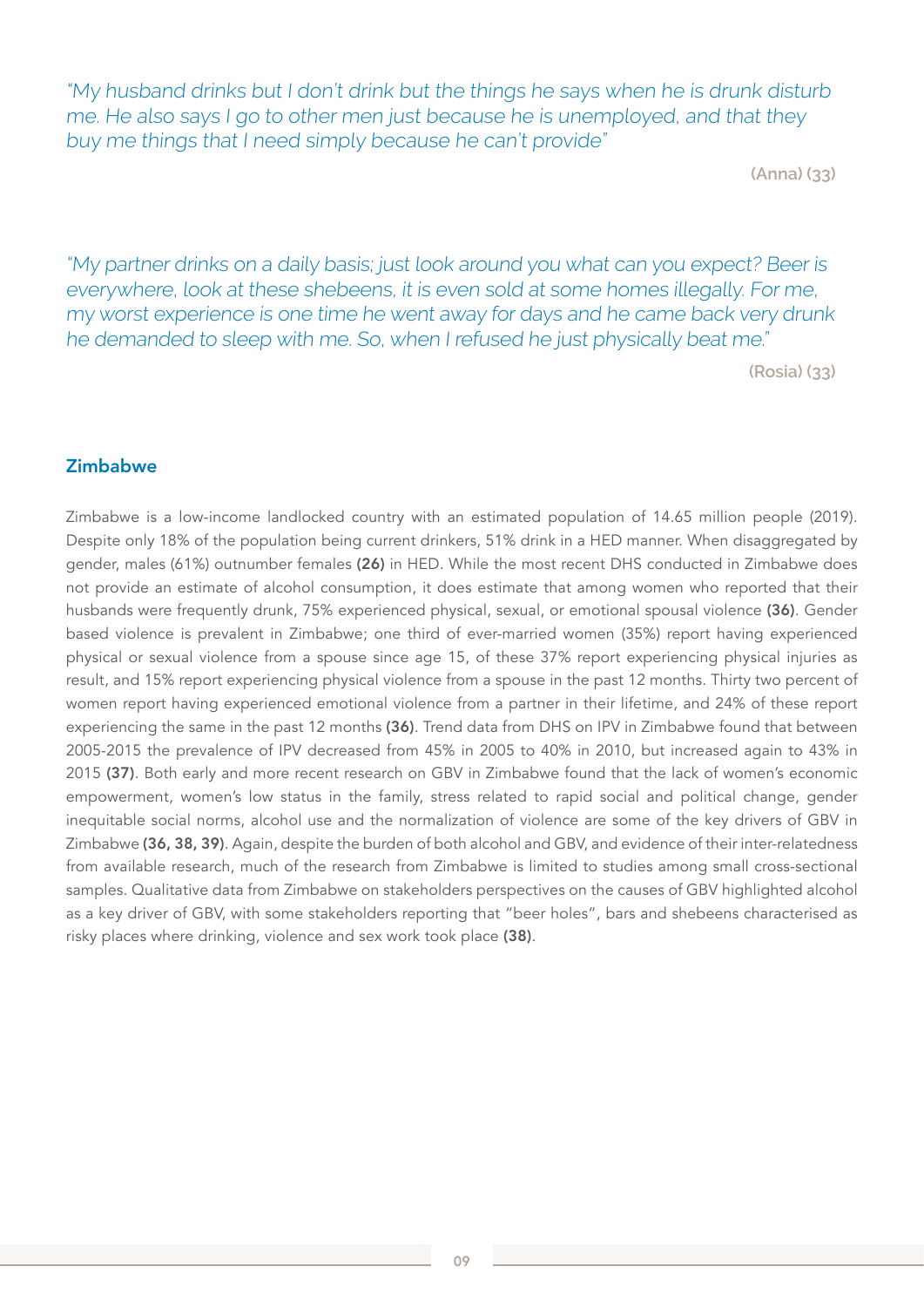*"My husband drinks but I don't drink but the things he says when he is drunk disturb me. He also says I go to other men just because he is unemployed, and that they buy me things that I need simply because he can't provide"*

**(Anna) (33)**

*"My partner drinks on a daily basis; just look around you what can you expect? Beer is everywhere, look at these shebeens, it is even sold at some homes illegally. For me, my worst experience is one time he went away for days and he came back very drunk he demanded to sleep with me. So, when I refused he just physically beat me."*

**(Rosia) (33)**

## Zimbabwe

Zimbabwe is a low-income landlocked country with an estimated population of 14.65 million people (2019). Despite only 18% of the population being current drinkers, 51% drink in a HED manner. When disaggregated by gender, males (61%) outnumber females **(26)** in HED. While the most recent DHS conducted in Zimbabwe does not provide an estimate of alcohol consumption, it does estimate that among women who reported that their husbands were frequently drunk, 75% experienced physical, sexual, or emotional spousal violence **(36)**. Gender based violence is prevalent in Zimbabwe; one third of ever-married women (35%) report having experienced physical or sexual violence from a spouse since age 15, of these 37% report experiencing physical injuries as result, and 15% report experiencing physical violence from a spouse in the past 12 months. Thirty two percent of women report having experienced emotional violence from a partner in their lifetime, and 24% of these report experiencing the same in the past 12 months **(36)**. Trend data from DHS on IPV in Zimbabwe found that between 2005-2015 the prevalence of IPV decreased from 45% in 2005 to 40% in 2010, but increased again to 43% in 2015 **(37)**. Both early and more recent research on GBV in Zimbabwe found that the lack of women's economic empowerment, women's low status in the family, stress related to rapid social and political change, gender inequitable social norms, alcohol use and the normalization of violence are some of the key drivers of GBV in Zimbabwe **(36, 38, 39)**. Again, despite the burden of both alcohol and GBV, and evidence of their inter-relatedness from available research, much of the research from Zimbabwe is limited to studies among small cross-sectional samples. Qualitative data from Zimbabwe on stakeholders perspectives on the causes of GBV highlighted alcohol as a key driver of GBV, with some stakeholders reporting that "beer holes", bars and shebeens characterised as risky places where drinking, violence and sex work took place **(38)**.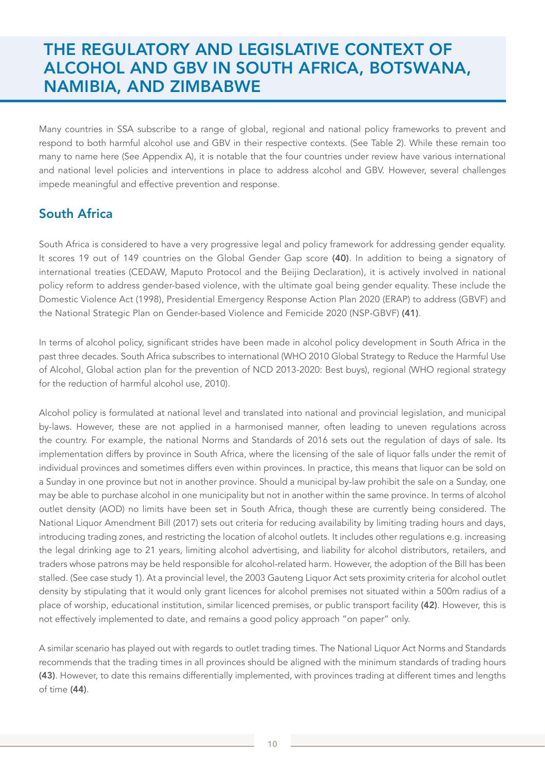# THE REGULATORY AND LEGISLATIVE CONTEXT OF ALCOHOL AND GBV IN SOUTH AFRICA, BOTSWANA, NAMIBIA, AND ZIMBABWE

Many countries in SSA subscribe to a range of global, regional and national policy frameworks to prevent and respond to both harmful alcohol use and GBV in their respective contexts. (See Table 2). While these remain too many to name here (See Appendix A), it is notable that the four countries under review have various international and national level policies and interventions in place to address alcohol and GBV. However, several challenges impede meaningful and effective prevention and response.

## South Africa

South Africa is considered to have a very progressive legal and policy framework for addressing gender equality. It scores 19 out of 149 countries on the Global Gender Gap score **(40)**. In addition to being a signatory of international treaties (CEDAW, Maputo Protocol and the Beijing Declaration), it is actively involved in national policy reform to address gender-based violence, with the ultimate goal being gender equality. These include the Domestic Violence Act (1998), Presidential Emergency Response Action Plan 2020 (ERAP) to address (GBVF) and the National Strategic Plan on Gender-based Violence and Femicide 2020 (NSP-GBVF) **(41)**.

In terms of alcohol policy, significant strides have been made in alcohol policy development in South Africa in the past three decades. South Africa subscribes to international (WHO 2010 Global Strategy to Reduce the Harmful Use of Alcohol, Global action plan for the prevention of NCD 2013-2020: Best buys), regional (WHO regional strategy for the reduction of harmful alcohol use, 2010).

Alcohol policy is formulated at national level and translated into national and provincial legislation, and municipal by-laws. However, these are not applied in a harmonised manner, often leading to uneven regulations across the country. For example, the national Norms and Standards of 2016 sets out the regulation of days of sale. Its implementation differs by province in South Africa, where the licensing of the sale of liquor falls under the remit of individual provinces and sometimes differs even within provinces. In practice, this means that liquor can be sold on a Sunday in one province but not in another province. Should a municipal by-law prohibit the sale on a Sunday, one may be able to purchase alcohol in one municipality but not in another within the same province. In terms of alcohol outlet density (AOD) no limits have been set in South Africa, though these are currently being considered. The National Liquor Amendment Bill (2017) sets out criteria for reducing availability by limiting trading hours and days, introducing trading zones, and restricting the location of alcohol outlets. It includes other regulations e.g. increasing the legal drinking age to 21 years, limiting alcohol advertising, and liability for alcohol distributors, retailers, and traders whose patrons may be held responsible for alcohol-related harm. However, the adoption of the Bill has been stalled. (See case study 1). At a provincial level, the 2003 Gauteng Liquor Act sets proximity criteria for alcohol outlet density by stipulating that it would only grant licences for alcohol premises not situated within a 500m radius of a place of worship, educational institution, similar licenced premises, or public transport facility **(42)**. However, this is not effectively implemented to date, and remains a good policy approach "on paper" only.

A similar scenario has played out with regards to outlet trading times. The National Liquor Act Norms and Standards recommends that the trading times in all provinces should be aligned with the minimum standards of trading hours **(43)**. However, to date this remains differentially implemented, with provinces trading at different times and lengths of time **(44)**.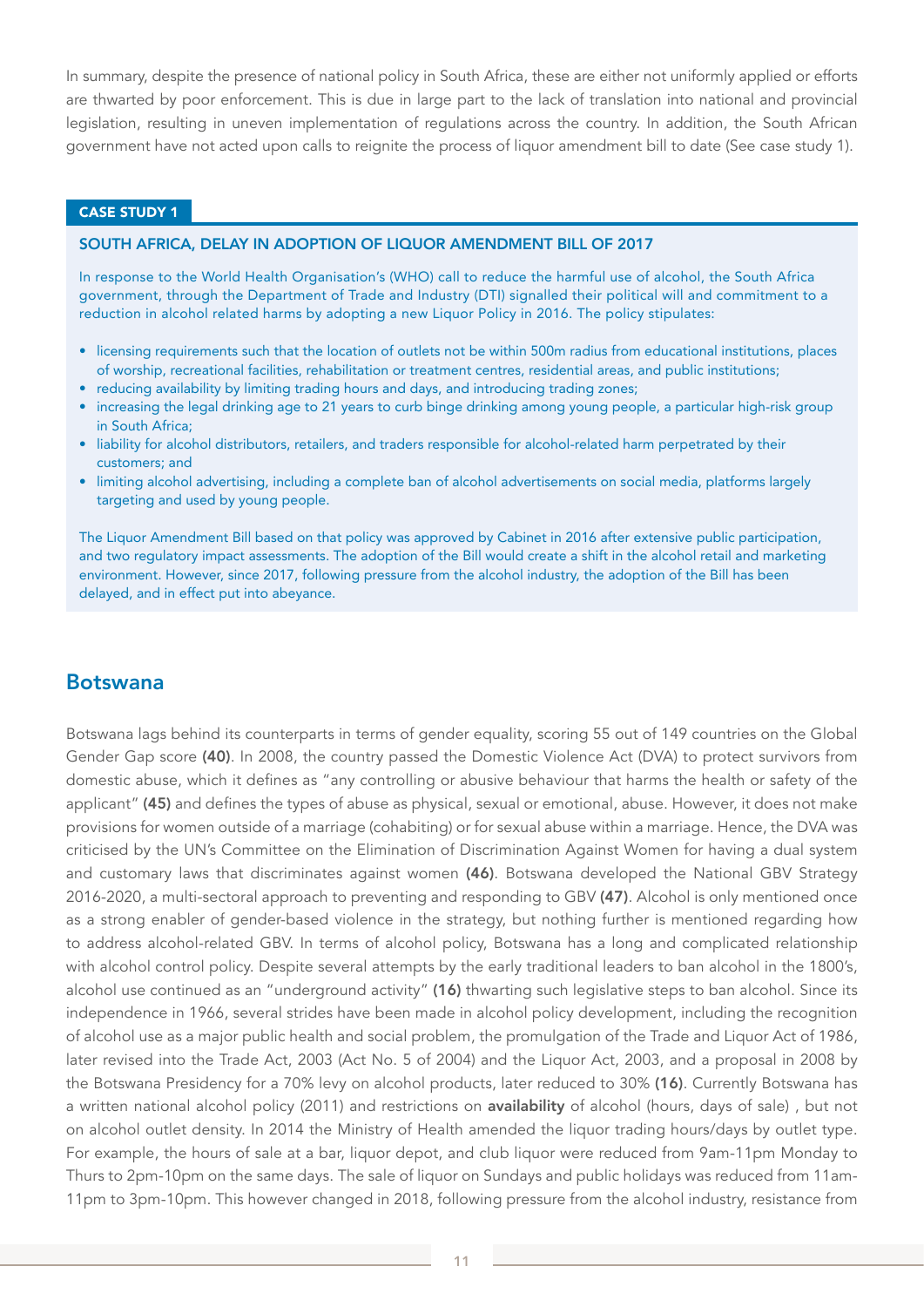In summary, despite the presence of national policy in South Africa, these are either not uniformly applied or efforts are thwarted by poor enforcement. This is due in large part to the lack of translation into national and provincial legislation, resulting in uneven implementation of regulations across the country. In addition, the South African government have not acted upon calls to reignite the process of liquor amendment bill to date (See case study 1).

**CASE STUDY 1**

**SOUTH AFRICA, DELAY IN ADOPTION OF LIQUOR AMENDMENT BILL OF 2017**

In response to the World Health Organisation's (WHO) call to reduce the harmful use of alcohol, the South Africa government, through the Department of Trade and Industry (DTI) signalled their political will and commitment to a reduction in alcohol related harms by adopting a new Liquor Policy in 2016. The policy stipulates:

- licensing requirements such that the location of outlets not be within 500m radius from educational institutions, places of worship, recreational facilities, rehabilitation or treatment centres, residential areas, and public institutions;
- reducing availability by limiting trading hours and days, and introducing trading zones;
- increasing the legal drinking age to 21 years to curb binge drinking among young people, a particular high-risk group in South Africa;
- liability for alcohol distributors, retailers, and traders responsible for alcohol-related harm perpetrated by their customers; and
- limiting alcohol advertising, including a complete ban of alcohol advertisements on social media, platforms largely targeting and used by young people.

The Liquor Amendment Bill based on that policy was approved by Cabinet in 2016 after extensive public participation, and two regulatory impact assessments. The adoption of the Bill would create a shift in the alcohol retail and marketing environment. However, since 2017, following pressure from the alcohol industry, the adoption of the Bill has been delayed, and in effect put into abeyance.

## Botswana

Botswana lags behind its counterparts in terms of gender equality, scoring 55 out of 149 countries on the Global Gender Gap score **(40)**. In 2008, the country passed the Domestic Violence Act (DVA) to protect survivors from domestic abuse, which it defines as "any controlling or abusive behaviour that harms the health or safety of the applicant" **(45)** and defines the types of abuse as physical, sexual or emotional, abuse. However, it does not make provisions for women outside of a marriage (cohabiting) or for sexual abuse within a marriage. Hence, the DVA was criticised by the UN's Committee on the Elimination of Discrimination Against Women for having a dual system and customary laws that discriminates against women **(46)**. Botswana developed the National GBV Strategy 2016-2020, a multi-sectoral approach to preventing and responding to GBV **(47)**. Alcohol is only mentioned once as a strong enabler of gender-based violence in the strategy, but nothing further is mentioned regarding how to address alcohol-related GBV. In terms of alcohol policy, Botswana has a long and complicated relationship with alcohol control policy. Despite several attempts by the early traditional leaders to ban alcohol in the 1800's, alcohol use continued as an "underground activity" **(16)** thwarting such legislative steps to ban alcohol. Since its independence in 1966, several strides have been made in alcohol policy development, including the recognition of alcohol use as a major public health and social problem, the promulgation of the Trade and Liquor Act of 1986, later revised into the Trade Act, 2003 (Act No. 5 of 2004) and the Liquor Act, 2003, and a proposal in 2008 by the Botswana Presidency for a 70% levy on alcohol products, later reduced to 30% **(16)**. Currently Botswana has a written national alcohol policy (2011) and restrictions on **availability** of alcohol (hours, days of sale) , but not on alcohol outlet density. In 2014 the Ministry of Health amended the liquor trading hours/days by outlet type. For example, the hours of sale at a bar, liquor depot, and club liquor were reduced from 9am-11pm Monday to Thurs to 2pm-10pm on the same days. The sale of liquor on Sundays and public holidays was reduced from 11am-11pm to 3pm-10pm. This however changed in 2018, following pressure from the alcohol industry, resistance from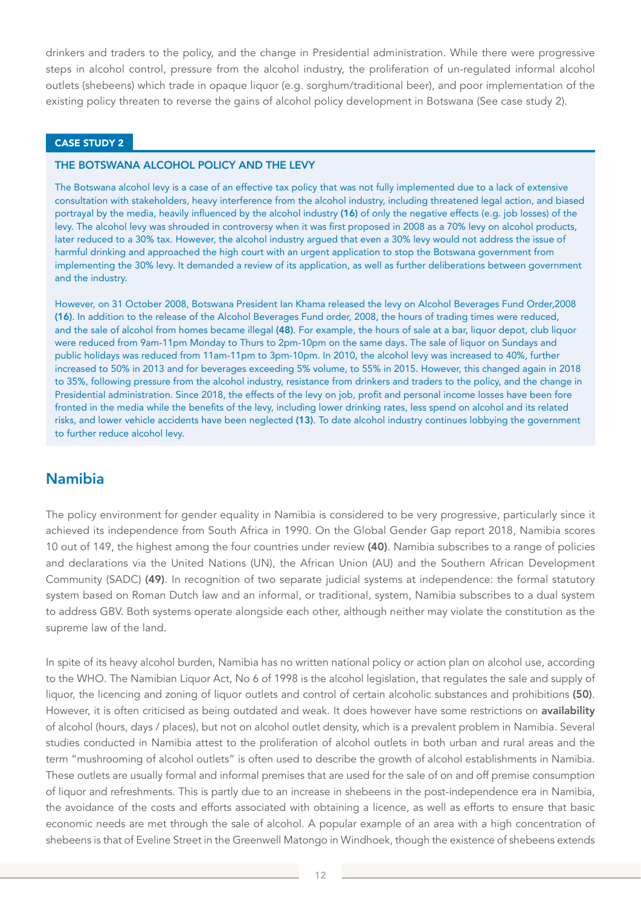drinkers and traders to the policy, and the change in Presidential administration. While there were progressive steps in alcohol control, pressure from the alcohol industry, the proliferation of un-regulated informal alcohol outlets (shebeens) which trade in opaque liquor (e.g. sorghum/traditional beer), and poor implementation of the existing policy threaten to reverse the gains of alcohol policy development in Botswana (See case study 2).

**CASE STUDY 2**

**THE BOTSWANA ALCOHOL POLICY AND THE LEVY**

The Botswana alcohol levy is a case of an effective tax policy that was not fully implemented due to a lack of extensive consultation with stakeholders, heavy interference from the alcohol industry, including threatened legal action, and biased portrayal by the media, heavily influenced by the alcohol industry **(16)** of only the negative effects (e.g. job losses) of the levy. The alcohol levy was shrouded in controversy when it was first proposed in 2008 as a 70% levy on alcohol products, later reduced to a 30% tax. However, the alcohol industry argued that even a 30% levy would not address the issue of harmful drinking and approached the high court with an urgent application to stop the Botswana government from implementing the 30% levy. It demanded a review of its application, as well as further deliberations between government and the industry.

However, on 31 October 2008, Botswana President Ian Khama released the levy on Alcohol Beverages Fund Order,2008 **(16)**. In addition to the release of the Alcohol Beverages Fund order, 2008, the hours of trading times were reduced, and the sale of alcohol from homes became illegal **(48)**. For example, the hours of sale at a bar, liquor depot, club liquor were reduced from 9am-11pm Monday to Thurs to 2pm-10pm on the same days. The sale of liquor on Sundays and public holidays was reduced from 11am-11pm to 3pm-10pm. In 2010, the alcohol levy was increased to 40%, further increased to 50% in 2013 and for beverages exceeding 5% volume, to 55% in 2015. However, this changed again in 2018 to 35%, following pressure from the alcohol industry, resistance from drinkers and traders to the policy, and the change in Presidential administration. Since 2018, the effects of the levy on job, profit and personal income losses have been fore fronted in the media while the benefits of the levy, including lower drinking rates, less spend on alcohol and its related risks, and lower vehicle accidents have been neglected **(13)**. To date alcohol industry continues lobbying the government to further reduce alcohol levy.

## Namibia

The policy environment for gender equality in Namibia is considered to be very progressive, particularly since it achieved its independence from South Africa in 1990. On the Global Gender Gap report 2018, Namibia scores 10 out of 149, the highest among the four countries under review **(40)**. Namibia subscribes to a range of policies and declarations via the United Nations (UN), the African Union (AU) and the Southern African Development Community (SADC) **(49)**. In recognition of two separate judicial systems at independence: the formal statutory system based on Roman Dutch law and an informal, or traditional, system, Namibia subscribes to a dual system to address GBV. Both systems operate alongside each other, although neither may violate the constitution as the supreme law of the land.

In spite of its heavy alcohol burden, Namibia has no written national policy or action plan on alcohol use, according to the WHO. The Namibian Liquor Act, No 6 of 1998 is the alcohol legislation, that regulates the sale and supply of liquor, the licencing and zoning of liquor outlets and control of certain alcoholic substances and prohibitions **(50)**. However, it is often criticised as being outdated and weak. It does however have some restrictions on **availability** of alcohol (hours, days / places), but not on alcohol outlet density, which is a prevalent problem in Namibia. Several studies conducted in Namibia attest to the proliferation of alcohol outlets in both urban and rural areas and the term "mushrooming of alcohol outlets" is often used to describe the growth of alcohol establishments in Namibia. These outlets are usually formal and informal premises that are used for the sale of on and off premise consumption of liquor and refreshments. This is partly due to an increase in shebeens in the post-independence era in Namibia, the avoidance of the costs and efforts associated with obtaining a licence, as well as efforts to ensure that basic economic needs are met through the sale of alcohol. A popular example of an area with a high concentration of shebeens is that of Eveline Street in the Greenwell Matongo in Windhoek, though the existence of shebeens extends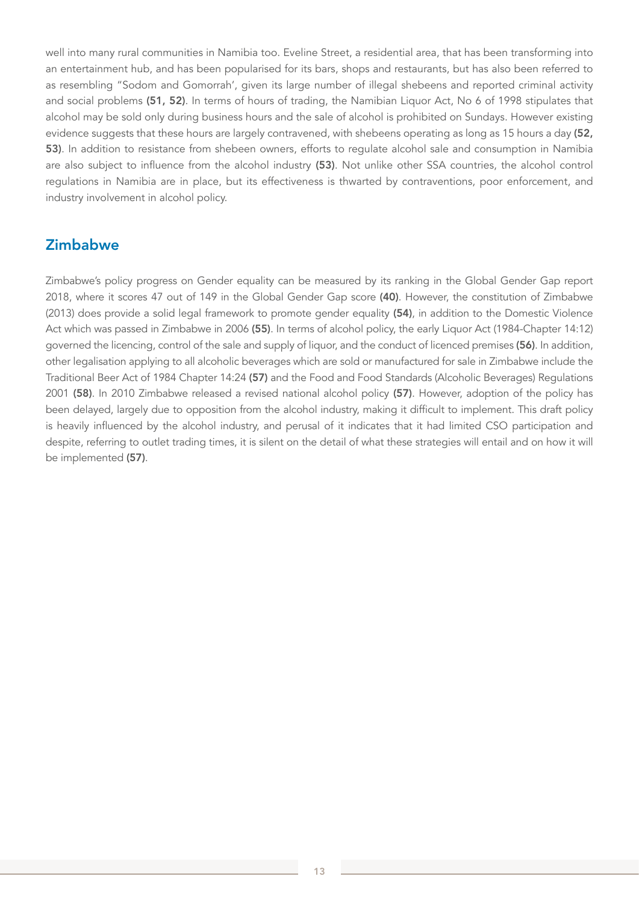well into many rural communities in Namibia too. Eveline Street, a residential area, that has been transforming into an entertainment hub, and has been popularised for its bars, shops and restaurants, but has also been referred to as resembling "Sodom and Gomorrah', given its large number of illegal shebeens and reported criminal activity and social problems **(51, 52)**. In terms of hours of trading, the Namibian Liquor Act, No 6 of 1998 stipulates that alcohol may be sold only during business hours and the sale of alcohol is prohibited on Sundays. However existing evidence suggests that these hours are largely contravened, with shebeens operating as long as 15 hours a day **(52, 53)**. In addition to resistance from shebeen owners, efforts to regulate alcohol sale and consumption in Namibia are also subject to influence from the alcohol industry **(53)**. Not unlike other SSA countries, the alcohol control regulations in Namibia are in place, but its effectiveness is thwarted by contraventions, poor enforcement, and industry involvement in alcohol policy.

## Zimbabwe

Zimbabwe's policy progress on Gender equality can be measured by its ranking in the Global Gender Gap report 2018, where it scores 47 out of 149 in the Global Gender Gap score **(40)**. However, the constitution of Zimbabwe (2013) does provide a solid legal framework to promote gender equality **(54)**, in addition to the Domestic Violence Act which was passed in Zimbabwe in 2006 **(55)**. In terms of alcohol policy, the early Liquor Act (1984-Chapter 14:12) governed the licencing, control of the sale and supply of liquor, and the conduct of licenced premises **(56)**. In addition, other legalisation applying to all alcoholic beverages which are sold or manufactured for sale in Zimbabwe include the Traditional Beer Act of 1984 Chapter 14:24 **(57)** and the Food and Food Standards (Alcoholic Beverages) Regulations 2001 **(58)**. In 2010 Zimbabwe released a revised national alcohol policy **(57)**. However, adoption of the policy has been delayed, largely due to opposition from the alcohol industry, making it difficult to implement. This draft policy is heavily influenced by the alcohol industry, and perusal of it indicates that it had limited CSO participation and despite, referring to outlet trading times, it is silent on the detail of what these strategies will entail and on how it will be implemented **(57)**.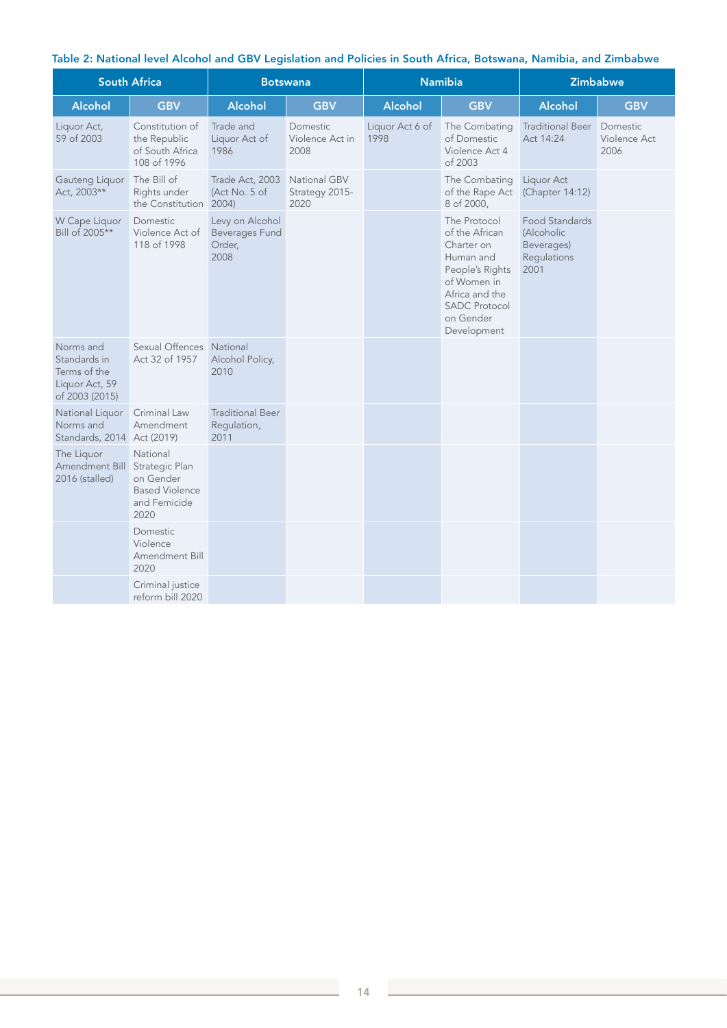**Table 2: National level Alcohol and GBV Legislation and Policies in South Africa, Botswana, Namibia, and Zimbabwe**

| South Africa | | Botswana | | Namibia | | Zimbabwe | |
|---|---|---|---|---|---|---|---|
| Alcohol | GBV | Alcohol | GBV | Alcohol | GBV | Alcohol | GBV |
| Liquor Act, 59 of 2003 | Constitution of the Republic of South Africa 108 of 1996 | Trade and Liquor Act of 1986 | Domestic Violence Act in 2008 | Liquor Act 6 of 1998 | The Combating of Domestic Violence Act 4 of 2003 | Traditional Beer Act 14:24 | Domestic Violence Act 2006 |
| Gauteng Liquor Act, 2003** | The Bill of Rights under the Constitution | Trade Act, 2003 (Act No. 5 of 2004) | National GBV Strategy 2015-2020 | | The Combating of the Rape Act 8 of 2000, | Liquor Act (Chapter 14:12) | |
| W Cape Liquor Bill of 2005** | Domestic Violence Act of 118 of 1998 | Levy on Alcohol Beverages Fund Order, 2008 | | | The Protocol of the African Charter on Human and People's Rights of Women in Africa and the SADC Protocol on Gender Development | Food Standards (Alcoholic Beverages) Regulations 2001 | |
| Norms and Standards in Terms of the Liquor Act, 59 of 2003 (2015) | Sexual Offences Act 32 of 1957 | National Alcohol Policy, 2010 | | | | | |
| National Liquor Norms and Standards, 2014 | Criminal Law Amendment Act (2019) | Traditional Beer Regulation, 2011 | | | | | |
| The Liquor Amendment Bill 2016 (stalled) | National Strategic Plan on Gender Based Violence and Femicide 2020 | | | | | | |
| | Domestic Violence Amendment Bill 2020 | | | | | | |
| | Criminal justice reform bill 2020 | | | | | | |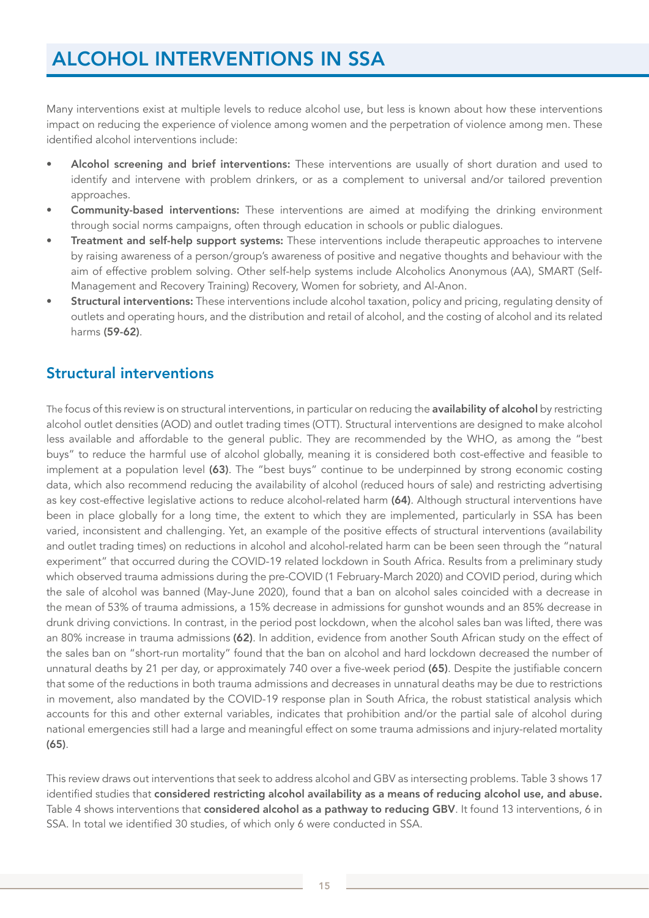# ALCOHOL INTERVENTIONS IN SSA

Many interventions exist at multiple levels to reduce alcohol use, but less is known about how these interventions impact on reducing the experience of violence among women and the perpetration of violence among men. These identified alcohol interventions include:

- **Alcohol screening and brief interventions:** These interventions are usually of short duration and used to identify and intervene with problem drinkers, or as a complement to universal and/or tailored prevention approaches.
- **Community-based interventions:** These interventions are aimed at modifying the drinking environment through social norms campaigns, often through education in schools or public dialogues.
- **Treatment and self-help support systems:** These interventions include therapeutic approaches to intervene by raising awareness of a person/group's awareness of positive and negative thoughts and behaviour with the aim of effective problem solving. Other self-help systems include Alcoholics Anonymous (AA), SMART (Self-Management and Recovery Training) Recovery, Women for sobriety, and Al-Anon.
- **Structural interventions:** These interventions include alcohol taxation, policy and pricing, regulating density of outlets and operating hours, and the distribution and retail of alcohol, and the costing of alcohol and its related harms **(59-62)**.

## Structural interventions

The focus of this review is on structural interventions, in particular on reducing the **availability of alcohol** by restricting alcohol outlet densities (AOD) and outlet trading times (OTT). Structural interventions are designed to make alcohol less available and affordable to the general public. They are recommended by the WHO, as among the "best buys" to reduce the harmful use of alcohol globally, meaning it is considered both cost-effective and feasible to implement at a population level **(63)**. The "best buys" continue to be underpinned by strong economic costing data, which also recommend reducing the availability of alcohol (reduced hours of sale) and restricting advertising as key cost-effective legislative actions to reduce alcohol-related harm **(64)**. Although structural interventions have been in place globally for a long time, the extent to which they are implemented, particularly in SSA has been varied, inconsistent and challenging. Yet, an example of the positive effects of structural interventions (availability and outlet trading times) on reductions in alcohol and alcohol-related harm can be been seen through the "natural experiment" that occurred during the COVID-19 related lockdown in South Africa. Results from a preliminary study which observed trauma admissions during the pre-COVID (1 February-March 2020) and COVID period, during which the sale of alcohol was banned (May-June 2020), found that a ban on alcohol sales coincided with a decrease in the mean of 53% of trauma admissions, a 15% decrease in admissions for gunshot wounds and an 85% decrease in drunk driving convictions. In contrast, in the period post lockdown, when the alcohol sales ban was lifted, there was an 80% increase in trauma admissions **(62)**. In addition, evidence from another South African study on the effect of the sales ban on "short-run mortality" found that the ban on alcohol and hard lockdown decreased the number of unnatural deaths by 21 per day, or approximately 740 over a five-week period **(65)**. Despite the justifiable concern that some of the reductions in both trauma admissions and decreases in unnatural deaths may be due to restrictions in movement, also mandated by the COVID-19 response plan in South Africa, the robust statistical analysis which accounts for this and other external variables, indicates that prohibition and/or the partial sale of alcohol during national emergencies still had a large and meaningful effect on some trauma admissions and injury-related mortality **(65)**.

This review draws out interventions that seek to address alcohol and GBV as intersecting problems. Table 3 shows 17 identified studies that **considered restricting alcohol availability as a means of reducing alcohol use, and abuse.** Table 4 shows interventions that **considered alcohol as a pathway to reducing GBV**. It found 13 interventions, 6 in SSA. In total we identified 30 studies, of which only 6 were conducted in SSA.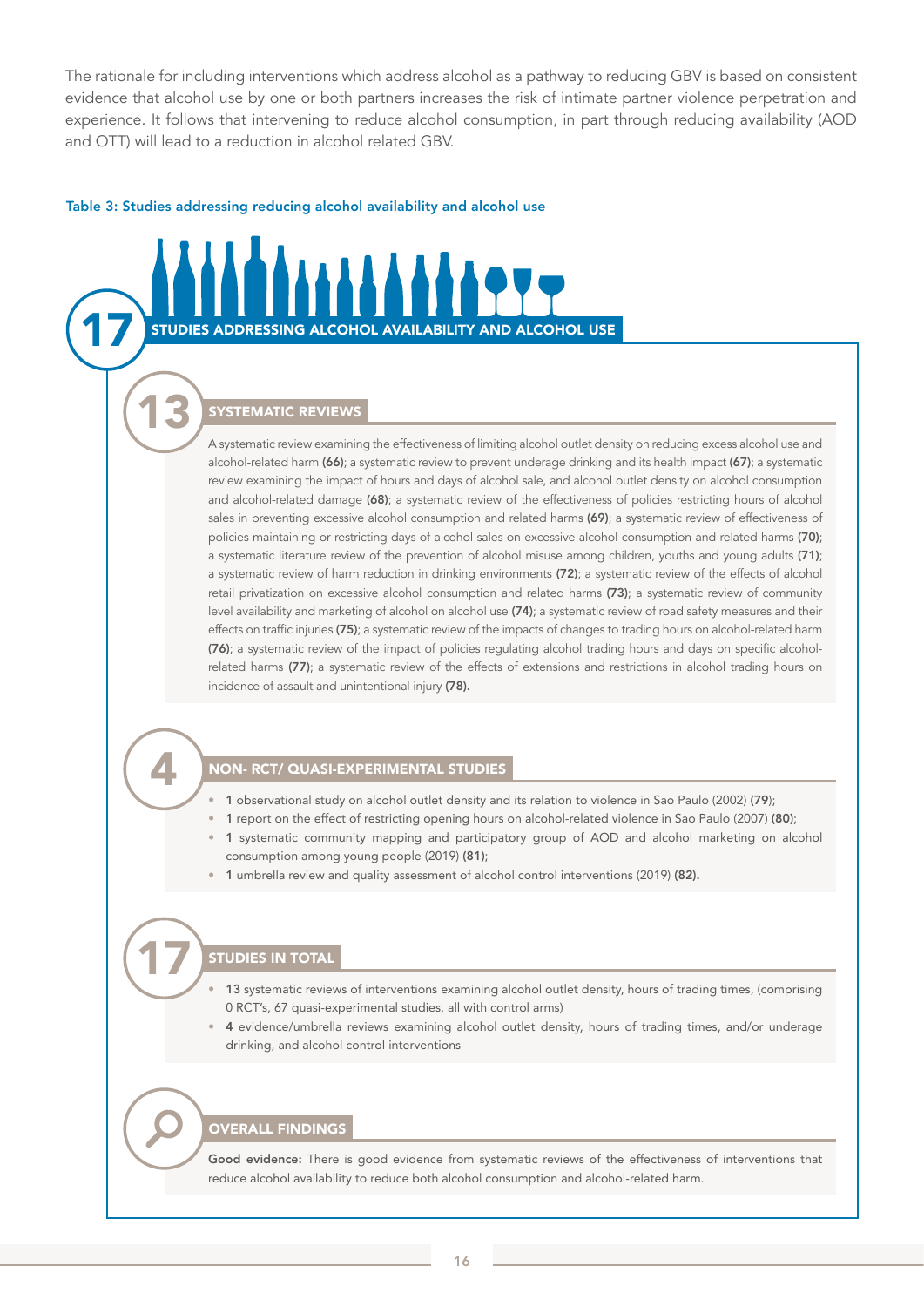The rationale for including interventions which address alcohol as a pathway to reducing GBV is based on consistent evidence that alcohol use by one or both partners increases the risk of intimate partner violence perpetration and experience. It follows that intervening to reduce alcohol consumption, in part through reducing availability (AOD and OTT) will lead to a reduction in alcohol related GBV.

**Table 3: Studies addressing reducing alcohol availability and alcohol use**

## 17 STUDIES ADDRESSING ALCOHOL AVAILABILITY AND ALCOHOL USE

### 13 SYSTEMATIC REVIEWS

A systematic review examining the effectiveness of limiting alcohol outlet density on reducing excess alcohol use and alcohol-related harm **(66)**; a systematic review to prevent underage drinking and its health impact **(67)**; a systematic review examining the impact of hours and days of alcohol sale, and alcohol outlet density on alcohol consumption and alcohol-related damage **(68)**; a systematic review of the effectiveness of policies restricting hours of alcohol sales in preventing excessive alcohol consumption and related harms **(69)**; a systematic review of effectiveness of policies maintaining or restricting days of alcohol sales on excessive alcohol consumption and related harms **(70)**; a systematic literature review of the prevention of alcohol misuse among children, youths and young adults **(71)**; a systematic review of harm reduction in drinking environments **(72)**; a systematic review of the effects of alcohol retail privatization on excessive alcohol consumption and related harms **(73)**; a systematic review of community level availability and marketing of alcohol on alcohol use **(74)**; a systematic review of road safety measures and their effects on traffic injuries **(75)**; a systematic review of the impacts of changes to trading hours on alcohol-related harm **(76)**; a systematic review of the impact of policies regulating alcohol trading hours and days on specific alcohol-related harms **(77)**; a systematic review of the effects of extensions and restrictions in alcohol trading hours on incidence of assault and unintentional injury **(78).**

### 4 NON- RCT/ QUASI-EXPERIMENTAL STUDIES

- **1** observational study on alcohol outlet density and its relation to violence in Sao Paulo (2002) **(79)**;
- **1** report on the effect of restricting opening hours on alcohol-related violence in Sao Paulo (2007) **(80)**;
- **1** systematic community mapping and participatory group of AOD and alcohol marketing on alcohol consumption among young people (2019) **(81)**;
- **1** umbrella review and quality assessment of alcohol control interventions (2019) **(82).**

### 17 STUDIES IN TOTAL

- **13** systematic reviews of interventions examining alcohol outlet density, hours of trading times, (comprising 0 RCT's, 67 quasi-experimental studies, all with control arms)
- **4** evidence/umbrella reviews examining alcohol outlet density, hours of trading times, and/or underage drinking, and alcohol control interventions

### OVERALL FINDINGS

**Good evidence:** There is good evidence from systematic reviews of the effectiveness of interventions that reduce alcohol availability to reduce both alcohol consumption and alcohol-related harm.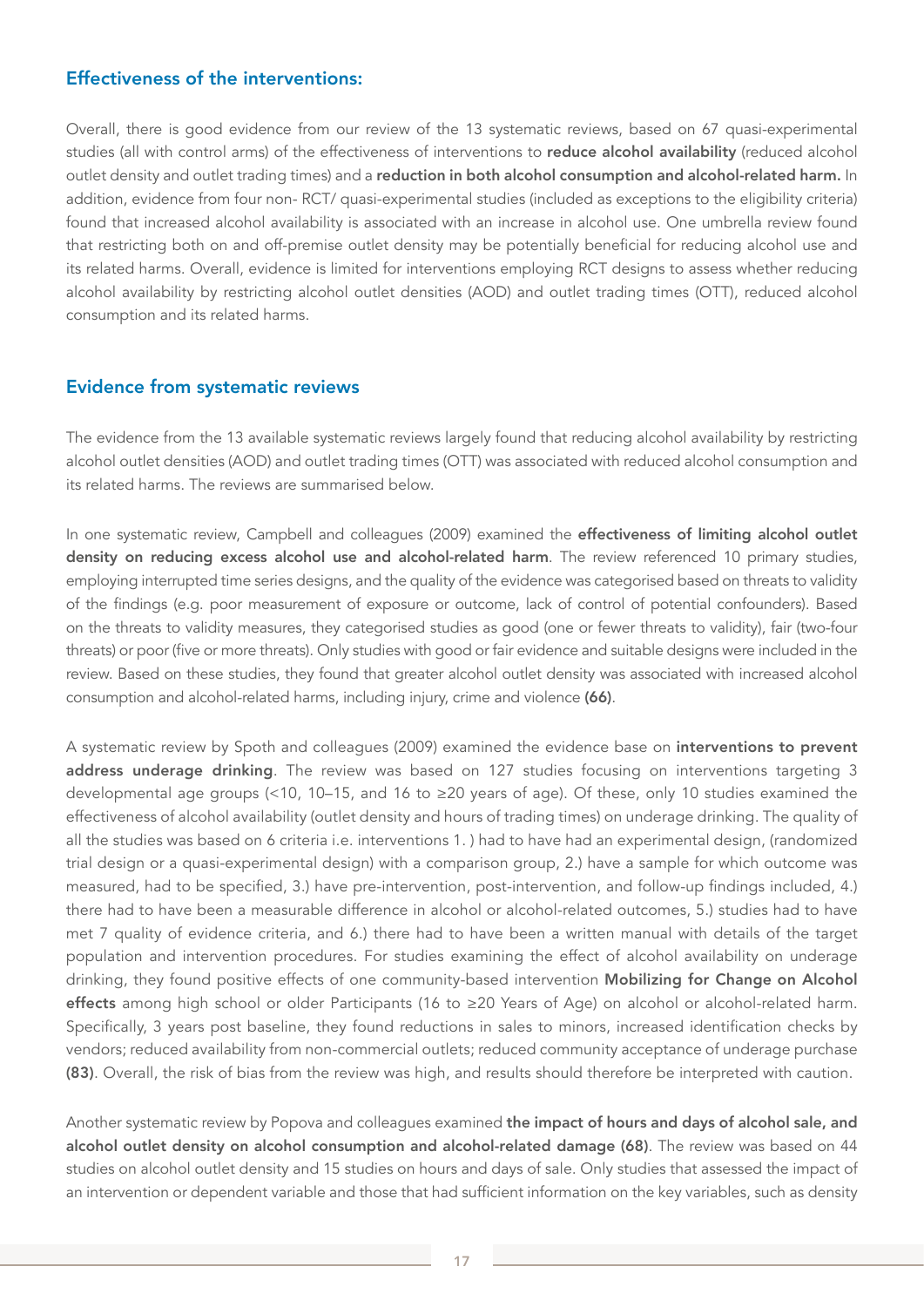### Effectiveness of the interventions:

Overall, there is good evidence from our review of the 13 systematic reviews, based on 67 quasi-experimental studies (all with control arms) of the effectiveness of interventions to **reduce alcohol availability** (reduced alcohol outlet density and outlet trading times) and a **reduction in both alcohol consumption and alcohol-related harm.** In addition, evidence from four non- RCT/ quasi-experimental studies (included as exceptions to the eligibility criteria) found that increased alcohol availability is associated with an increase in alcohol use. One umbrella review found that restricting both on and off-premise outlet density may be potentially beneficial for reducing alcohol use and its related harms. Overall, evidence is limited for interventions employing RCT designs to assess whether reducing alcohol availability by restricting alcohol outlet densities (AOD) and outlet trading times (OTT), reduced alcohol consumption and its related harms.

### Evidence from systematic reviews

The evidence from the 13 available systematic reviews largely found that reducing alcohol availability by restricting alcohol outlet densities (AOD) and outlet trading times (OTT) was associated with reduced alcohol consumption and its related harms. The reviews are summarised below.

In one systematic review, Campbell and colleagues (2009) examined the **effectiveness of limiting alcohol outlet density on reducing excess alcohol use and alcohol-related harm**. The review referenced 10 primary studies, employing interrupted time series designs, and the quality of the evidence was categorised based on threats to validity of the findings (e.g. poor measurement of exposure or outcome, lack of control of potential confounders). Based on the threats to validity measures, they categorised studies as good (one or fewer threats to validity), fair (two-four threats) or poor (five or more threats). Only studies with good or fair evidence and suitable designs were included in the review. Based on these studies, they found that greater alcohol outlet density was associated with increased alcohol consumption and alcohol-related harms, including injury, crime and violence **(66)**.

A systematic review by Spoth and colleagues (2009) examined the evidence base on **interventions to prevent address underage drinking**. The review was based on 127 studies focusing on interventions targeting 3 developmental age groups (<10, 10–15, and 16 to ≥20 years of age). Of these, only 10 studies examined the effectiveness of alcohol availability (outlet density and hours of trading times) on underage drinking. The quality of all the studies was based on 6 criteria i.e. interventions 1. ) had to have had an experimental design, (randomized trial design or a quasi-experimental design) with a comparison group, 2.) have a sample for which outcome was measured, had to be specified, 3.) have pre-intervention, post-intervention, and follow-up findings included, 4.) there had to have been a measurable difference in alcohol or alcohol-related outcomes, 5.) studies had to have met 7 quality of evidence criteria, and 6.) there had to have been a written manual with details of the target population and intervention procedures. For studies examining the effect of alcohol availability on underage drinking, they found positive effects of one community-based intervention **Mobilizing for Change on Alcohol effects** among high school or older Participants (16 to ≥20 Years of Age) on alcohol or alcohol-related harm. Specifically, 3 years post baseline, they found reductions in sales to minors, increased identification checks by vendors; reduced availability from non-commercial outlets; reduced community acceptance of underage purchase **(83)**. Overall, the risk of bias from the review was high, and results should therefore be interpreted with caution.

Another systematic review by Popova and colleagues examined **the impact of hours and days of alcohol sale, and alcohol outlet density on alcohol consumption and alcohol-related damage (68)**. The review was based on 44 studies on alcohol outlet density and 15 studies on hours and days of sale. Only studies that assessed the impact of an intervention or dependent variable and those that had sufficient information on the key variables, such as density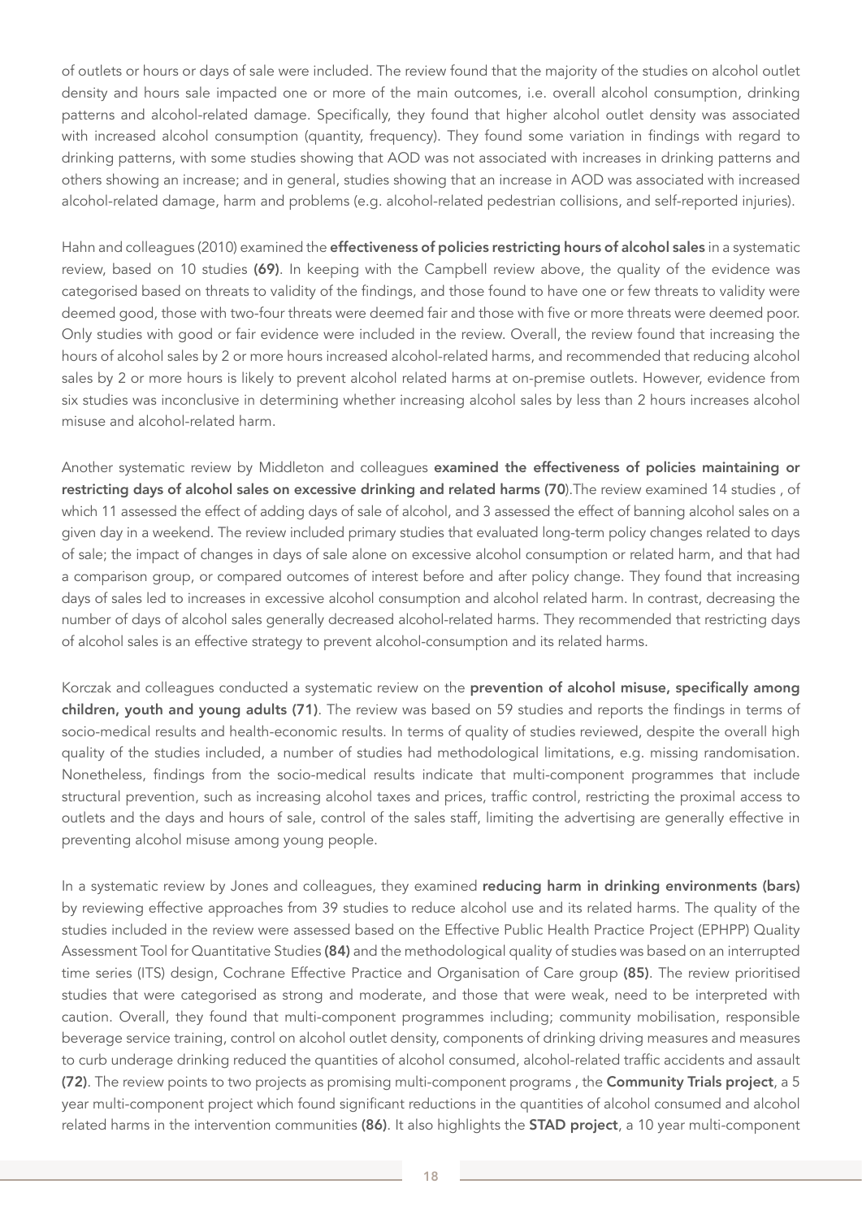of outlets or hours or days of sale were included. The review found that the majority of the studies on alcohol outlet density and hours sale impacted one or more of the main outcomes, i.e. overall alcohol consumption, drinking patterns and alcohol-related damage. Specifically, they found that higher alcohol outlet density was associated with increased alcohol consumption (quantity, frequency). They found some variation in findings with regard to drinking patterns, with some studies showing that AOD was not associated with increases in drinking patterns and others showing an increase; and in general, studies showing that an increase in AOD was associated with increased alcohol-related damage, harm and problems (e.g. alcohol-related pedestrian collisions, and self-reported injuries).

Hahn and colleagues (2010) examined the **effectiveness of policies restricting hours of alcohol sales** in a systematic review, based on 10 studies **(69)**. In keeping with the Campbell review above, the quality of the evidence was categorised based on threats to validity of the findings, and those found to have one or few threats to validity were deemed good, those with two-four threats were deemed fair and those with five or more threats were deemed poor. Only studies with good or fair evidence were included in the review. Overall, the review found that increasing the hours of alcohol sales by 2 or more hours increased alcohol-related harms, and recommended that reducing alcohol sales by 2 or more hours is likely to prevent alcohol related harms at on-premise outlets. However, evidence from six studies was inconclusive in determining whether increasing alcohol sales by less than 2 hours increases alcohol misuse and alcohol-related harm.

Another systematic review by Middleton and colleagues **examined the effectiveness of policies maintaining or restricting days of alcohol sales on excessive drinking and related harms (70**).The review examined 14 studies , of which 11 assessed the effect of adding days of sale of alcohol, and 3 assessed the effect of banning alcohol sales on a given day in a weekend. The review included primary studies that evaluated long-term policy changes related to days of sale; the impact of changes in days of sale alone on excessive alcohol consumption or related harm, and that had a comparison group, or compared outcomes of interest before and after policy change. They found that increasing days of sales led to increases in excessive alcohol consumption and alcohol related harm. In contrast, decreasing the number of days of alcohol sales generally decreased alcohol-related harms. They recommended that restricting days of alcohol sales is an effective strategy to prevent alcohol-consumption and its related harms.

Korczak and colleagues conducted a systematic review on the **prevention of alcohol misuse, specifically among children, youth and young adults (71)**. The review was based on 59 studies and reports the findings in terms of socio-medical results and health-economic results. In terms of quality of studies reviewed, despite the overall high quality of the studies included, a number of studies had methodological limitations, e.g. missing randomisation. Nonetheless, findings from the socio-medical results indicate that multi-component programmes that include structural prevention, such as increasing alcohol taxes and prices, traffic control, restricting the proximal access to outlets and the days and hours of sale, control of the sales staff, limiting the advertising are generally effective in preventing alcohol misuse among young people.

In a systematic review by Jones and colleagues, they examined **reducing harm in drinking environments (bars)** by reviewing effective approaches from 39 studies to reduce alcohol use and its related harms. The quality of the studies included in the review were assessed based on the Effective Public Health Practice Project (EPHPP) Quality Assessment Tool for Quantitative Studies **(84)** and the methodological quality of studies was based on an interrupted time series (ITS) design, Cochrane Effective Practice and Organisation of Care group **(85)**. The review prioritised studies that were categorised as strong and moderate, and those that were weak, need to be interpreted with caution. Overall, they found that multi-component programmes including; community mobilisation, responsible beverage service training, control on alcohol outlet density, components of drinking driving measures and measures to curb underage drinking reduced the quantities of alcohol consumed, alcohol-related traffic accidents and assault **(72)**. The review points to two projects as promising multi-component programs , the **Community Trials project**, a 5 year multi-component project which found significant reductions in the quantities of alcohol consumed and alcohol related harms in the intervention communities **(86)**. It also highlights the **STAD project**, a 10 year multi-component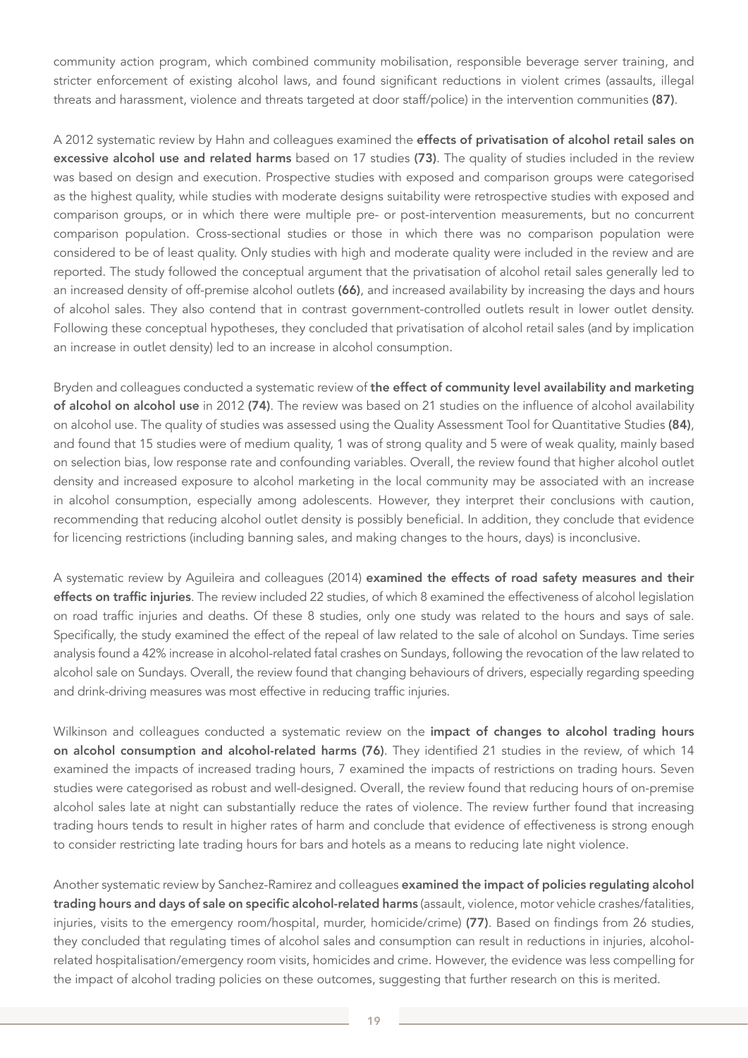community action program, which combined community mobilisation, responsible beverage server training, and stricter enforcement of existing alcohol laws, and found significant reductions in violent crimes (assaults, illegal threats and harassment, violence and threats targeted at door staff/police) in the intervention communities **(87)**.

A 2012 systematic review by Hahn and colleagues examined the **effects of privatisation of alcohol retail sales on excessive alcohol use and related harms** based on 17 studies **(73)**. The quality of studies included in the review was based on design and execution. Prospective studies with exposed and comparison groups were categorised as the highest quality, while studies with moderate designs suitability were retrospective studies with exposed and comparison groups, or in which there were multiple pre- or post-intervention measurements, but no concurrent comparison population. Cross-sectional studies or those in which there was no comparison population were considered to be of least quality. Only studies with high and moderate quality were included in the review and are reported. The study followed the conceptual argument that the privatisation of alcohol retail sales generally led to an increased density of off-premise alcohol outlets **(66)**, and increased availability by increasing the days and hours of alcohol sales. They also contend that in contrast government-controlled outlets result in lower outlet density. Following these conceptual hypotheses, they concluded that privatisation of alcohol retail sales (and by implication an increase in outlet density) led to an increase in alcohol consumption.

Bryden and colleagues conducted a systematic review of **the effect of community level availability and marketing of alcohol on alcohol use** in 2012 **(74)**. The review was based on 21 studies on the influence of alcohol availability on alcohol use. The quality of studies was assessed using the Quality Assessment Tool for Quantitative Studies **(84)**, and found that 15 studies were of medium quality, 1 was of strong quality and 5 were of weak quality, mainly based on selection bias, low response rate and confounding variables. Overall, the review found that higher alcohol outlet density and increased exposure to alcohol marketing in the local community may be associated with an increase in alcohol consumption, especially among adolescents. However, they interpret their conclusions with caution, recommending that reducing alcohol outlet density is possibly beneficial. In addition, they conclude that evidence for licencing restrictions (including banning sales, and making changes to the hours, days) is inconclusive.

A systematic review by Aguileira and colleagues (2014) **examined the effects of road safety measures and their effects on traffic injuries**. The review included 22 studies, of which 8 examined the effectiveness of alcohol legislation on road traffic injuries and deaths. Of these 8 studies, only one study was related to the hours and says of sale. Specifically, the study examined the effect of the repeal of law related to the sale of alcohol on Sundays. Time series analysis found a 42% increase in alcohol-related fatal crashes on Sundays, following the revocation of the law related to alcohol sale on Sundays. Overall, the review found that changing behaviours of drivers, especially regarding speeding and drink-driving measures was most effective in reducing traffic injuries.

Wilkinson and colleagues conducted a systematic review on the **impact of changes to alcohol trading hours on alcohol consumption and alcohol-related harms (76)**. They identified 21 studies in the review, of which 14 examined the impacts of increased trading hours, 7 examined the impacts of restrictions on trading hours. Seven studies were categorised as robust and well-designed. Overall, the review found that reducing hours of on-premise alcohol sales late at night can substantially reduce the rates of violence. The review further found that increasing trading hours tends to result in higher rates of harm and conclude that evidence of effectiveness is strong enough to consider restricting late trading hours for bars and hotels as a means to reducing late night violence.

Another systematic review by Sanchez-Ramirez and colleagues **examined the impact of policies regulating alcohol trading hours and days of sale on specific alcohol-related harms** (assault, violence, motor vehicle crashes/fatalities, injuries, visits to the emergency room/hospital, murder, homicide/crime) **(77)**. Based on findings from 26 studies, they concluded that regulating times of alcohol sales and consumption can result in reductions in injuries, alcohol-related hospitalisation/emergency room visits, homicides and crime. However, the evidence was less compelling for the impact of alcohol trading policies on these outcomes, suggesting that further research on this is merited.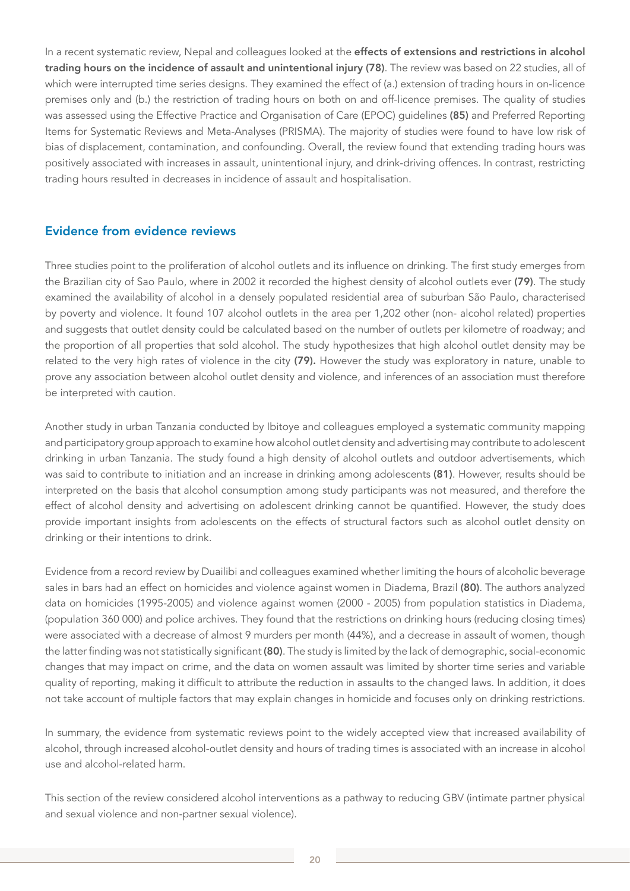In a recent systematic review, Nepal and colleagues looked at the **effects of extensions and restrictions in alcohol trading hours on the incidence of assault and unintentional injury (78)**. The review was based on 22 studies, all of which were interrupted time series designs. They examined the effect of (a.) extension of trading hours in on-licence premises only and (b.) the restriction of trading hours on both on and off-licence premises. The quality of studies was assessed using the Effective Practice and Organisation of Care (EPOC) guidelines **(85)** and Preferred Reporting Items for Systematic Reviews and Meta-Analyses (PRISMA). The majority of studies were found to have low risk of bias of displacement, contamination, and confounding. Overall, the review found that extending trading hours was positively associated with increases in assault, unintentional injury, and drink-driving offences. In contrast, restricting trading hours resulted in decreases in incidence of assault and hospitalisation.

## Evidence from evidence reviews

Three studies point to the proliferation of alcohol outlets and its influence on drinking. The first study emerges from the Brazilian city of Sao Paulo, where in 2002 it recorded the highest density of alcohol outlets ever **(79)**. The study examined the availability of alcohol in a densely populated residential area of suburban São Paulo, characterised by poverty and violence. It found 107 alcohol outlets in the area per 1,202 other (non- alcohol related) properties and suggests that outlet density could be calculated based on the number of outlets per kilometre of roadway; and the proportion of all properties that sold alcohol. The study hypothesizes that high alcohol outlet density may be related to the very high rates of violence in the city **(79).** However the study was exploratory in nature, unable to prove any association between alcohol outlet density and violence, and inferences of an association must therefore be interpreted with caution.

Another study in urban Tanzania conducted by Ibitoye and colleagues employed a systematic community mapping and participatory group approach to examine how alcohol outlet density and advertising may contribute to adolescent drinking in urban Tanzania. The study found a high density of alcohol outlets and outdoor advertisements, which was said to contribute to initiation and an increase in drinking among adolescents **(81)**. However, results should be interpreted on the basis that alcohol consumption among study participants was not measured, and therefore the effect of alcohol density and advertising on adolescent drinking cannot be quantified. However, the study does provide important insights from adolescents on the effects of structural factors such as alcohol outlet density on drinking or their intentions to drink.

Evidence from a record review by Duailibi and colleagues examined whether limiting the hours of alcoholic beverage sales in bars had an effect on homicides and violence against women in Diadema, Brazil **(80)**. The authors analyzed data on homicides (1995-2005) and violence against women (2000 - 2005) from population statistics in Diadema, (population 360 000) and police archives. They found that the restrictions on drinking hours (reducing closing times) were associated with a decrease of almost 9 murders per month (44%), and a decrease in assault of women, though the latter finding was not statistically significant **(80)**. The study is limited by the lack of demographic, social-economic changes that may impact on crime, and the data on women assault was limited by shorter time series and variable quality of reporting, making it difficult to attribute the reduction in assaults to the changed laws. In addition, it does not take account of multiple factors that may explain changes in homicide and focuses only on drinking restrictions.

In summary, the evidence from systematic reviews point to the widely accepted view that increased availability of alcohol, through increased alcohol-outlet density and hours of trading times is associated with an increase in alcohol use and alcohol-related harm.

This section of the review considered alcohol interventions as a pathway to reducing GBV (intimate partner physical and sexual violence and non-partner sexual violence).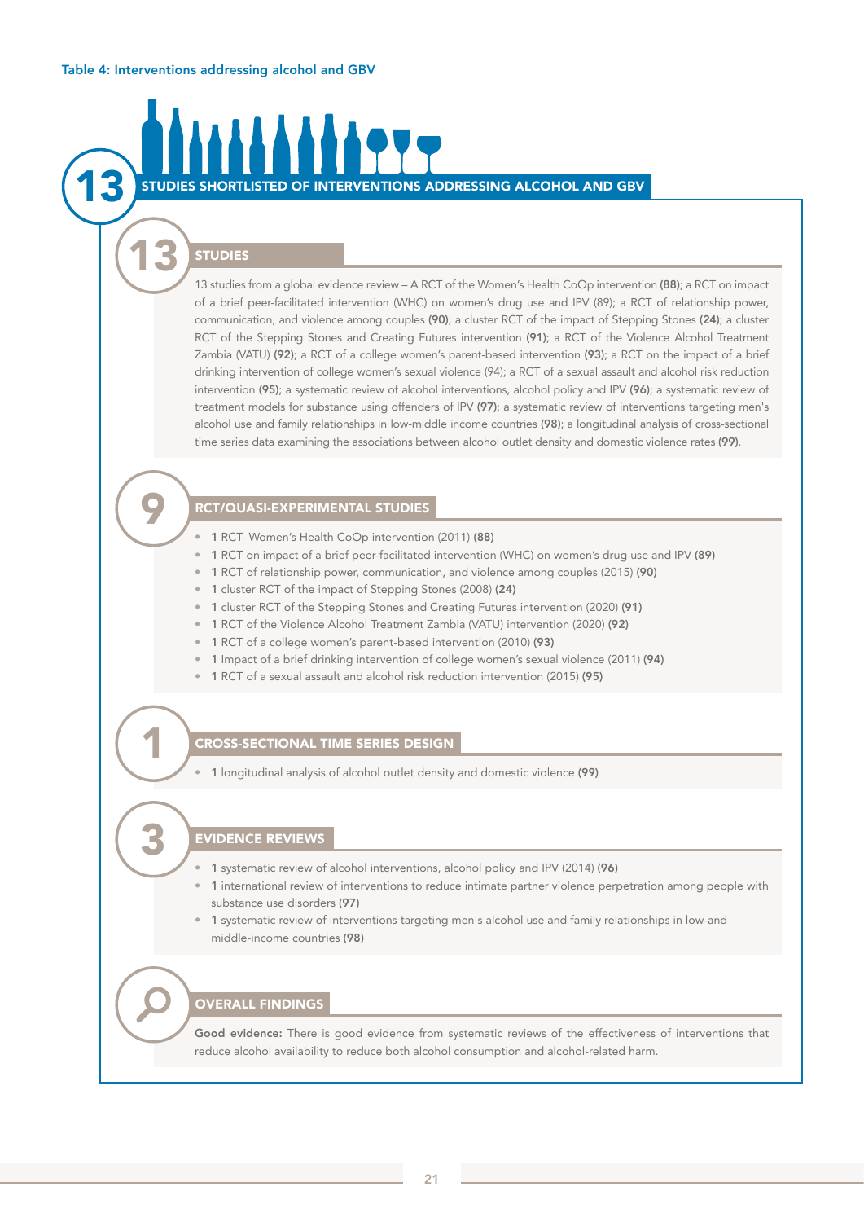Table 4: Interventions addressing alcohol and GBV

## 13 STUDIES SHORTLISTED OF INTERVENTIONS ADDRESSING ALCOHOL AND GBV

### 13 STUDIES

13 studies from a global evidence review – A RCT of the Women's Health CoOp intervention **(88)**; a RCT on impact of a brief peer-facilitated intervention (WHC) on women's drug use and IPV (89); a RCT of relationship power, communication, and violence among couples **(90)**; a cluster RCT of the impact of Stepping Stones **(24)**; a cluster RCT of the Stepping Stones and Creating Futures intervention **(91)**; a RCT of the Violence Alcohol Treatment Zambia (VATU) **(92)**; a RCT of a college women's parent-based intervention **(93)**; a RCT on the impact of a brief drinking intervention of college women's sexual violence (94); a RCT of a sexual assault and alcohol risk reduction intervention **(95)**; a systematic review of alcohol interventions, alcohol policy and IPV **(96)**; a systematic review of treatment models for substance using offenders of IPV **(97)**; a systematic review of interventions targeting men's alcohol use and family relationships in low-middle income countries **(98)**; a longitudinal analysis of cross-sectional time series data examining the associations between alcohol outlet density and domestic violence rates **(99)**.

### 9 RCT/QUASI-EXPERIMENTAL STUDIES

- **1** RCT- Women's Health CoOp intervention (2011) **(88)**
- **1** RCT on impact of a brief peer-facilitated intervention (WHC) on women's drug use and IPV **(89)**
- **1** RCT of relationship power, communication, and violence among couples (2015) **(90)**
- **1** cluster RCT of the impact of Stepping Stones (2008) **(24)**
- **1** cluster RCT of the Stepping Stones and Creating Futures intervention (2020) **(91)**
- **1** RCT of the Violence Alcohol Treatment Zambia (VATU) intervention (2020) **(92)**
- **1** RCT of a college women's parent-based intervention (2010) **(93)**
- **1** Impact of a brief drinking intervention of college women's sexual violence (2011) **(94)**
- **1** RCT of a sexual assault and alcohol risk reduction intervention (2015) **(95)**

### 1 CROSS-SECTIONAL TIME SERIES DESIGN

- **1** longitudinal analysis of alcohol outlet density and domestic violence **(99)**

### 3 EVIDENCE REVIEWS

- **1** systematic review of alcohol interventions, alcohol policy and IPV (2014) **(96)**
- **1** international review of interventions to reduce intimate partner violence perpetration among people with substance use disorders **(97)**
- **1** systematic review of interventions targeting men's alcohol use and family relationships in low-and middle-income countries **(98)**

### OVERALL FINDINGS

**Good evidence:** There is good evidence from systematic reviews of the effectiveness of interventions that reduce alcohol availability to reduce both alcohol consumption and alcohol-related harm.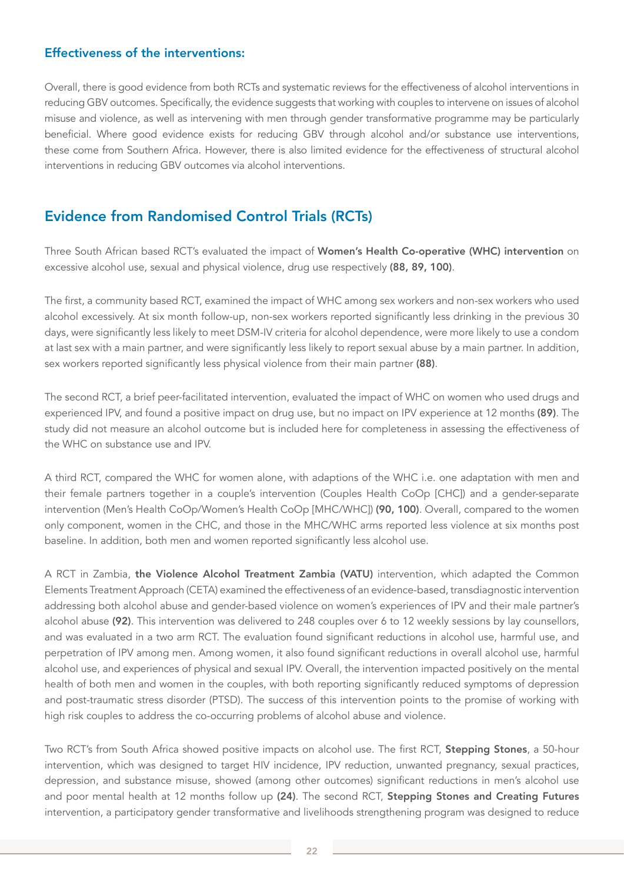### Effectiveness of the interventions:

Overall, there is good evidence from both RCTs and systematic reviews for the effectiveness of alcohol interventions in reducing GBV outcomes. Specifically, the evidence suggests that working with couples to intervene on issues of alcohol misuse and violence, as well as intervening with men through gender transformative programme may be particularly beneficial. Where good evidence exists for reducing GBV through alcohol and/or substance use interventions, these come from Southern Africa. However, there is also limited evidence for the effectiveness of structural alcohol interventions in reducing GBV outcomes via alcohol interventions.

## Evidence from Randomised Control Trials (RCTs)

Three South African based RCT's evaluated the impact of **Women's Health Co-operative (WHC) intervention** on excessive alcohol use, sexual and physical violence, drug use respectively **(88, 89, 100)**.

The first, a community based RCT, examined the impact of WHC among sex workers and non-sex workers who used alcohol excessively. At six month follow-up, non-sex workers reported significantly less drinking in the previous 30 days, were significantly less likely to meet DSM-IV criteria for alcohol dependence, were more likely to use a condom at last sex with a main partner, and were significantly less likely to report sexual abuse by a main partner. In addition, sex workers reported significantly less physical violence from their main partner **(88)**.

The second RCT, a brief peer-facilitated intervention, evaluated the impact of WHC on women who used drugs and experienced IPV, and found a positive impact on drug use, but no impact on IPV experience at 12 months **(89)**. The study did not measure an alcohol outcome but is included here for completeness in assessing the effectiveness of the WHC on substance use and IPV.

A third RCT, compared the WHC for women alone, with adaptions of the WHC i.e. one adaptation with men and their female partners together in a couple's intervention (Couples Health CoOp [CHC]) and a gender-separate intervention (Men's Health CoOp/Women's Health CoOp [MHC/WHC]) **(90, 100)**. Overall, compared to the women only component, women in the CHC, and those in the MHC/WHC arms reported less violence at six months post baseline. In addition, both men and women reported significantly less alcohol use.

A RCT in Zambia, **the Violence Alcohol Treatment Zambia (VATU)** intervention, which adapted the Common Elements Treatment Approach (CETA) examined the effectiveness of an evidence-based, transdiagnostic intervention addressing both alcohol abuse and gender-based violence on women's experiences of IPV and their male partner's alcohol abuse **(92)**. This intervention was delivered to 248 couples over 6 to 12 weekly sessions by lay counsellors, and was evaluated in a two arm RCT. The evaluation found significant reductions in alcohol use, harmful use, and perpetration of IPV among men. Among women, it also found significant reductions in overall alcohol use, harmful alcohol use, and experiences of physical and sexual IPV. Overall, the intervention impacted positively on the mental health of both men and women in the couples, with both reporting significantly reduced symptoms of depression and post-traumatic stress disorder (PTSD). The success of this intervention points to the promise of working with high risk couples to address the co-occurring problems of alcohol abuse and violence.

Two RCT's from South Africa showed positive impacts on alcohol use. The first RCT, **Stepping Stones**, a 50-hour intervention, which was designed to target HIV incidence, IPV reduction, unwanted pregnancy, sexual practices, depression, and substance misuse, showed (among other outcomes) significant reductions in men's alcohol use and poor mental health at 12 months follow up **(24)**. The second RCT, **Stepping Stones and Creating Futures** intervention, a participatory gender transformative and livelihoods strengthening program was designed to reduce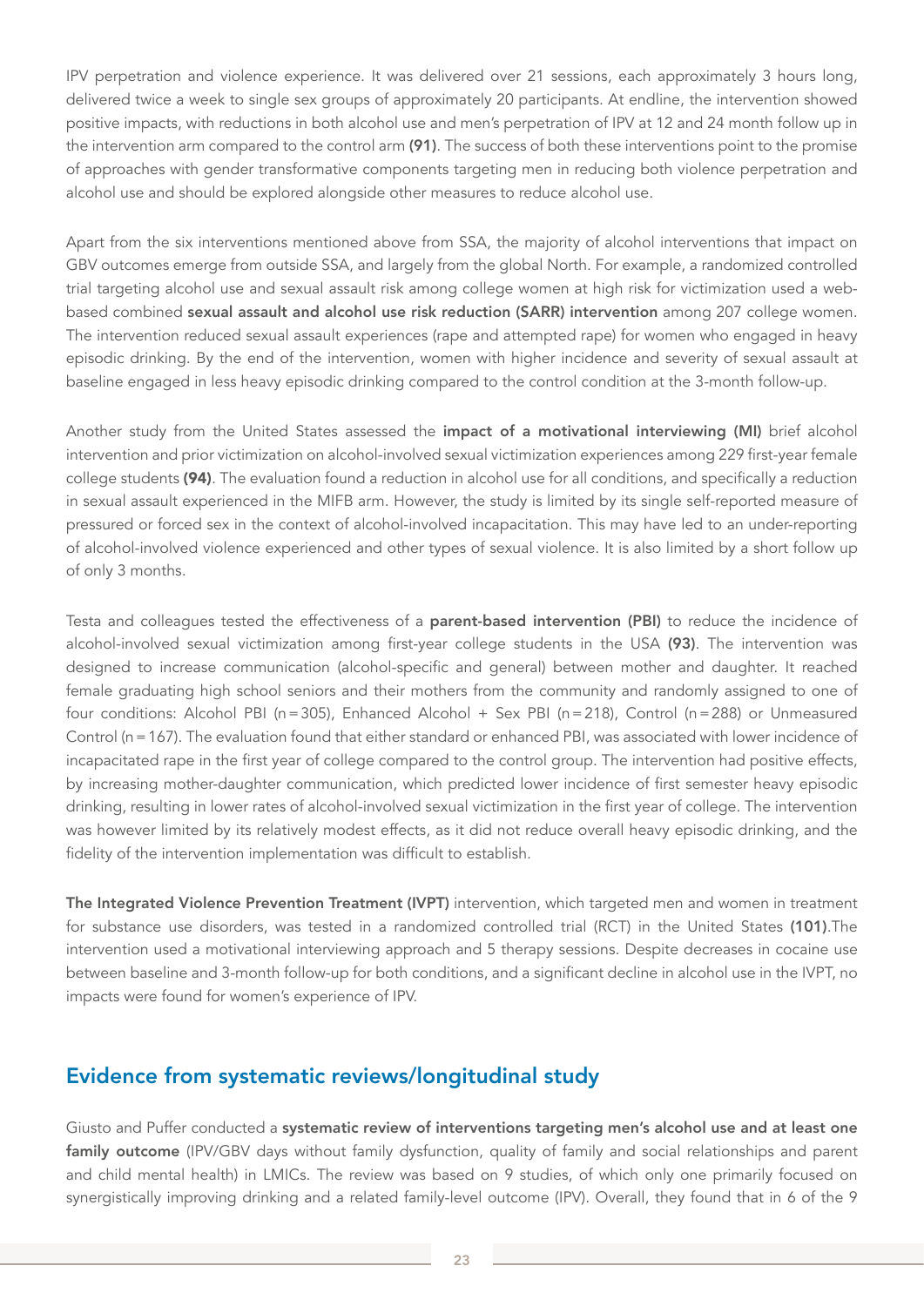IPV perpetration and violence experience. It was delivered over 21 sessions, each approximately 3 hours long, delivered twice a week to single sex groups of approximately 20 participants. At endline, the intervention showed positive impacts, with reductions in both alcohol use and men's perpetration of IPV at 12 and 24 month follow up in the intervention arm compared to the control arm **(91)**. The success of both these interventions point to the promise of approaches with gender transformative components targeting men in reducing both violence perpetration and alcohol use and should be explored alongside other measures to reduce alcohol use.

Apart from the six interventions mentioned above from SSA, the majority of alcohol interventions that impact on GBV outcomes emerge from outside SSA, and largely from the global North. For example, a randomized controlled trial targeting alcohol use and sexual assault risk among college women at high risk for victimization used a web-based combined **sexual assault and alcohol use risk reduction (SARR) intervention** among 207 college women. The intervention reduced sexual assault experiences (rape and attempted rape) for women who engaged in heavy episodic drinking. By the end of the intervention, women with higher incidence and severity of sexual assault at baseline engaged in less heavy episodic drinking compared to the control condition at the 3-month follow-up.

Another study from the United States assessed the **impact of a motivational interviewing (MI)** brief alcohol intervention and prior victimization on alcohol-involved sexual victimization experiences among 229 first-year female college students **(94)**. The evaluation found a reduction in alcohol use for all conditions, and specifically a reduction in sexual assault experienced in the MIFB arm. However, the study is limited by its single self-reported measure of pressured or forced sex in the context of alcohol-involved incapacitation. This may have led to an under-reporting of alcohol-involved violence experienced and other types of sexual violence. It is also limited by a short follow up of only 3 months.

Testa and colleagues tested the effectiveness of a **parent-based intervention (PBI)** to reduce the incidence of alcohol-involved sexual victimization among first-year college students in the USA **(93)**. The intervention was designed to increase communication (alcohol-specific and general) between mother and daughter. It reached female graduating high school seniors and their mothers from the community and randomly assigned to one of four conditions: Alcohol PBI (n = 305), Enhanced Alcohol + Sex PBI (n = 218), Control (n = 288) or Unmeasured Control (n = 167). The evaluation found that either standard or enhanced PBI, was associated with lower incidence of incapacitated rape in the first year of college compared to the control group. The intervention had positive effects, by increasing mother-daughter communication, which predicted lower incidence of first semester heavy episodic drinking, resulting in lower rates of alcohol-involved sexual victimization in the first year of college. The intervention was however limited by its relatively modest effects, as it did not reduce overall heavy episodic drinking, and the fidelity of the intervention implementation was difficult to establish.

**The Integrated Violence Prevention Treatment (IVPT)** intervention, which targeted men and women in treatment for substance use disorders, was tested in a randomized controlled trial (RCT) in the United States **(101)**.The intervention used a motivational interviewing approach and 5 therapy sessions. Despite decreases in cocaine use between baseline and 3-month follow-up for both conditions, and a significant decline in alcohol use in the IVPT, no impacts were found for women's experience of IPV.

## Evidence from systematic reviews/longitudinal study

Giusto and Puffer conducted a **systematic review of interventions targeting men's alcohol use and at least one family outcome** (IPV/GBV days without family dysfunction, quality of family and social relationships and parent and child mental health) in LMICs. The review was based on 9 studies, of which only one primarily focused on synergistically improving drinking and a related family-level outcome (IPV). Overall, they found that in 6 of the 9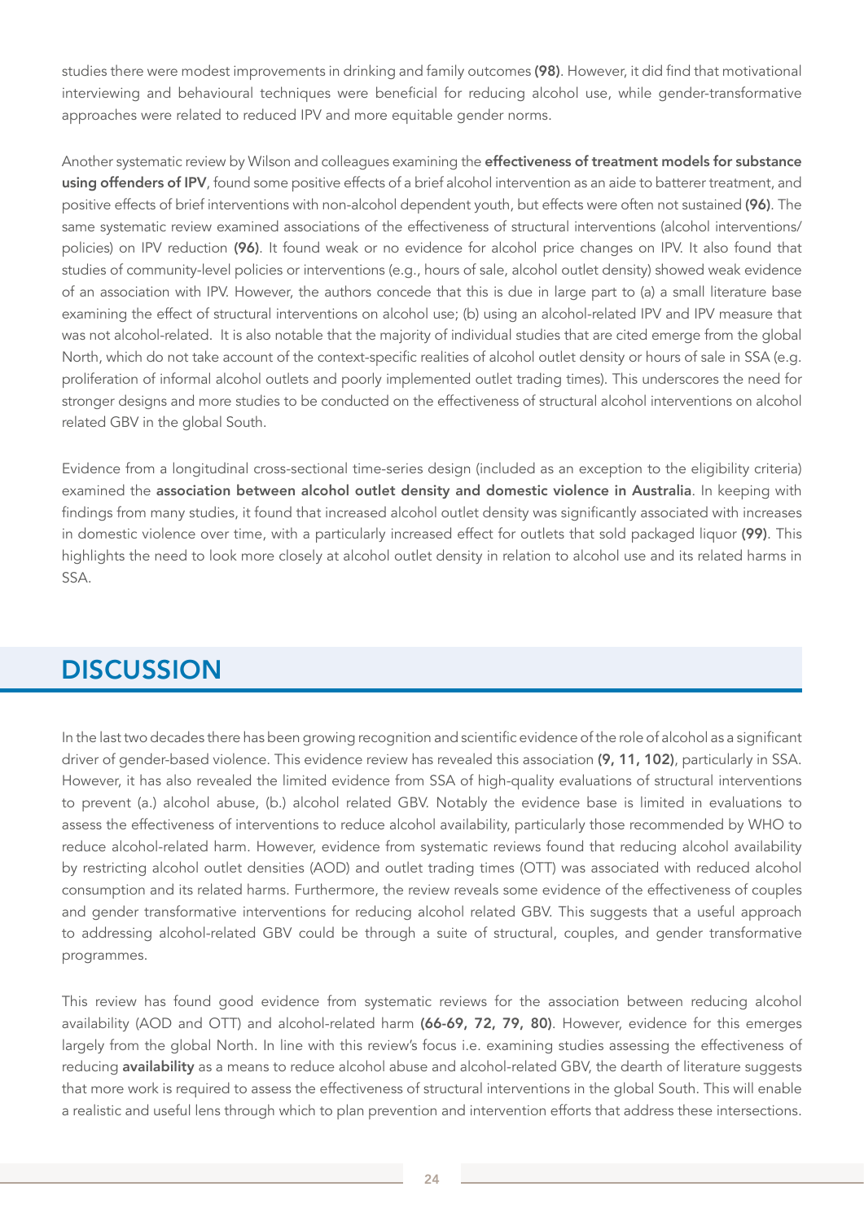studies there were modest improvements in drinking and family outcomes **(98)**. However, it did find that motivational interviewing and behavioural techniques were beneficial for reducing alcohol use, while gender-transformative approaches were related to reduced IPV and more equitable gender norms.

Another systematic review by Wilson and colleagues examining the **effectiveness of treatment models for substance using offenders of IPV**, found some positive effects of a brief alcohol intervention as an aide to batterer treatment, and positive effects of brief interventions with non-alcohol dependent youth, but effects were often not sustained **(96)**. The same systematic review examined associations of the effectiveness of structural interventions (alcohol interventions/ policies) on IPV reduction **(96)**. It found weak or no evidence for alcohol price changes on IPV. It also found that studies of community-level policies or interventions (e.g., hours of sale, alcohol outlet density) showed weak evidence of an association with IPV. However, the authors concede that this is due in large part to (a) a small literature base examining the effect of structural interventions on alcohol use; (b) using an alcohol-related IPV and IPV measure that was not alcohol-related. It is also notable that the majority of individual studies that are cited emerge from the global North, which do not take account of the context-specific realities of alcohol outlet density or hours of sale in SSA (e.g. proliferation of informal alcohol outlets and poorly implemented outlet trading times). This underscores the need for stronger designs and more studies to be conducted on the effectiveness of structural alcohol interventions on alcohol related GBV in the global South.

Evidence from a longitudinal cross-sectional time-series design (included as an exception to the eligibility criteria) examined the **association between alcohol outlet density and domestic violence in Australia**. In keeping with findings from many studies, it found that increased alcohol outlet density was significantly associated with increases in domestic violence over time, with a particularly increased effect for outlets that sold packaged liquor **(99)**. This highlights the need to look more closely at alcohol outlet density in relation to alcohol use and its related harms in SSA.

# DISCUSSION

In the last two decades there has been growing recognition and scientific evidence of the role of alcohol as a significant driver of gender-based violence. This evidence review has revealed this association **(9, 11, 102)**, particularly in SSA. However, it has also revealed the limited evidence from SSA of high-quality evaluations of structural interventions to prevent (a.) alcohol abuse, (b.) alcohol related GBV. Notably the evidence base is limited in evaluations to assess the effectiveness of interventions to reduce alcohol availability, particularly those recommended by WHO to reduce alcohol-related harm. However, evidence from systematic reviews found that reducing alcohol availability by restricting alcohol outlet densities (AOD) and outlet trading times (OTT) was associated with reduced alcohol consumption and its related harms. Furthermore, the review reveals some evidence of the effectiveness of couples and gender transformative interventions for reducing alcohol related GBV. This suggests that a useful approach to addressing alcohol-related GBV could be through a suite of structural, couples, and gender transformative programmes.

This review has found good evidence from systematic reviews for the association between reducing alcohol availability (AOD and OTT) and alcohol-related harm **(66-69, 72, 79, 80)**. However, evidence for this emerges largely from the global North. In line with this review's focus i.e. examining studies assessing the effectiveness of reducing **availability** as a means to reduce alcohol abuse and alcohol-related GBV, the dearth of literature suggests that more work is required to assess the effectiveness of structural interventions in the global South. This will enable a realistic and useful lens through which to plan prevention and intervention efforts that address these intersections.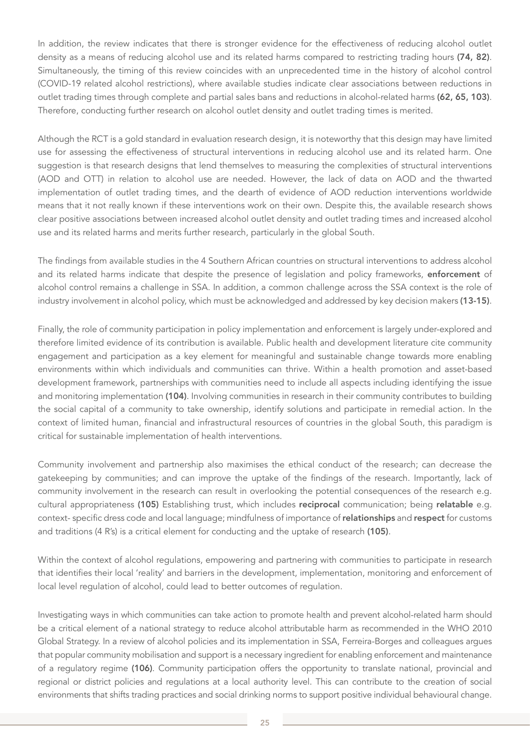In addition, the review indicates that there is stronger evidence for the effectiveness of reducing alcohol outlet density as a means of reducing alcohol use and its related harms compared to restricting trading hours **(74, 82)**. Simultaneously, the timing of this review coincides with an unprecedented time in the history of alcohol control (COVID-19 related alcohol restrictions), where available studies indicate clear associations between reductions in outlet trading times through complete and partial sales bans and reductions in alcohol-related harms **(62, 65, 103)**. Therefore, conducting further research on alcohol outlet density and outlet trading times is merited.

Although the RCT is a gold standard in evaluation research design, it is noteworthy that this design may have limited use for assessing the effectiveness of structural interventions in reducing alcohol use and its related harm. One suggestion is that research designs that lend themselves to measuring the complexities of structural interventions (AOD and OTT) in relation to alcohol use are needed. However, the lack of data on AOD and the thwarted implementation of outlet trading times, and the dearth of evidence of AOD reduction interventions worldwide means that it not really known if these interventions work on their own. Despite this, the available research shows clear positive associations between increased alcohol outlet density and outlet trading times and increased alcohol use and its related harms and merits further research, particularly in the global South.

The findings from available studies in the 4 Southern African countries on structural interventions to address alcohol and its related harms indicate that despite the presence of legislation and policy frameworks, **enforcement** of alcohol control remains a challenge in SSA. In addition, a common challenge across the SSA context is the role of industry involvement in alcohol policy, which must be acknowledged and addressed by key decision makers **(13-15)**.

Finally, the role of community participation in policy implementation and enforcement is largely under-explored and therefore limited evidence of its contribution is available. Public health and development literature cite community engagement and participation as a key element for meaningful and sustainable change towards more enabling environments within which individuals and communities can thrive. Within a health promotion and asset-based development framework, partnerships with communities need to include all aspects including identifying the issue and monitoring implementation **(104)**. Involving communities in research in their community contributes to building the social capital of a community to take ownership, identify solutions and participate in remedial action. In the context of limited human, financial and infrastructural resources of countries in the global South, this paradigm is critical for sustainable implementation of health interventions.

Community involvement and partnership also maximises the ethical conduct of the research; can decrease the gatekeeping by communities; and can improve the uptake of the findings of the research. Importantly, lack of community involvement in the research can result in overlooking the potential consequences of the research e.g. cultural appropriateness **(105)** Establishing trust, which includes **reciprocal** communication; being **relatable** e.g. context- specific dress code and local language; mindfulness of importance of **relationships** and **respect** for customs and traditions (4 R's) is a critical element for conducting and the uptake of research **(105)**.

Within the context of alcohol regulations, empowering and partnering with communities to participate in research that identifies their local 'reality' and barriers in the development, implementation, monitoring and enforcement of local level regulation of alcohol, could lead to better outcomes of regulation.

Investigating ways in which communities can take action to promote health and prevent alcohol-related harm should be a critical element of a national strategy to reduce alcohol attributable harm as recommended in the WHO 2010 Global Strategy. In a review of alcohol policies and its implementation in SSA, Ferreira-Borges and colleagues argues that popular community mobilisation and support is a necessary ingredient for enabling enforcement and maintenance of a regulatory regime **(106)**. Community participation offers the opportunity to translate national, provincial and regional or district policies and regulations at a local authority level. This can contribute to the creation of social environments that shifts trading practices and social drinking norms to support positive individual behavioural change.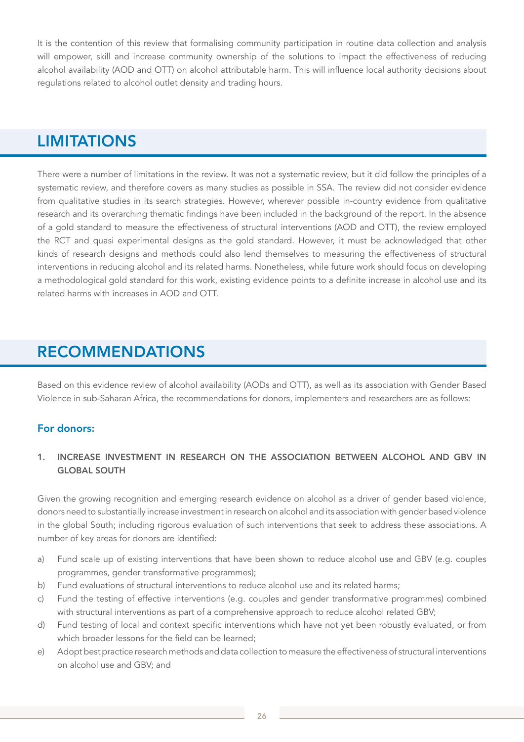It is the contention of this review that formalising community participation in routine data collection and analysis will empower, skill and increase community ownership of the solutions to impact the effectiveness of reducing alcohol availability (AOD and OTT) on alcohol attributable harm. This will influence local authority decisions about regulations related to alcohol outlet density and trading hours.

## LIMITATIONS

There were a number of limitations in the review. It was not a systematic review, but it did follow the principles of a systematic review, and therefore covers as many studies as possible in SSA. The review did not consider evidence from qualitative studies in its search strategies. However, wherever possible in-country evidence from qualitative research and its overarching thematic findings have been included in the background of the report. In the absence of a gold standard to measure the effectiveness of structural interventions (AOD and OTT), the review employed the RCT and quasi experimental designs as the gold standard. However, it must be acknowledged that other kinds of research designs and methods could also lend themselves to measuring the effectiveness of structural interventions in reducing alcohol and its related harms. Nonetheless, while future work should focus on developing a methodological gold standard for this work, existing evidence points to a definite increase in alcohol use and its related harms with increases in AOD and OTT.

## RECOMMENDATIONS

Based on this evidence review of alcohol availability (AODs and OTT), as well as its association with Gender Based Violence in sub-Saharan Africa, the recommendations for donors, implementers and researchers are as follows:

### For donors:

#### 1. INCREASE INVESTMENT IN RESEARCH ON THE ASSOCIATION BETWEEN ALCOHOL AND GBV IN GLOBAL SOUTH

Given the growing recognition and emerging research evidence on alcohol as a driver of gender based violence, donors need to substantially increase investment in research on alcohol and its association with gender based violence in the global South; including rigorous evaluation of such interventions that seek to address these associations. A number of key areas for donors are identified:

a) Fund scale up of existing interventions that have been shown to reduce alcohol use and GBV (e.g. couples programmes, gender transformative programmes);
b) Fund evaluations of structural interventions to reduce alcohol use and its related harms;
c) Fund the testing of effective interventions (e.g. couples and gender transformative programmes) combined with structural interventions as part of a comprehensive approach to reduce alcohol related GBV;
d) Fund testing of local and context specific interventions which have not yet been robustly evaluated, or from which broader lessons for the field can be learned;
e) Adopt best practice research methods and data collection to measure the effectiveness of structural interventions on alcohol use and GBV; and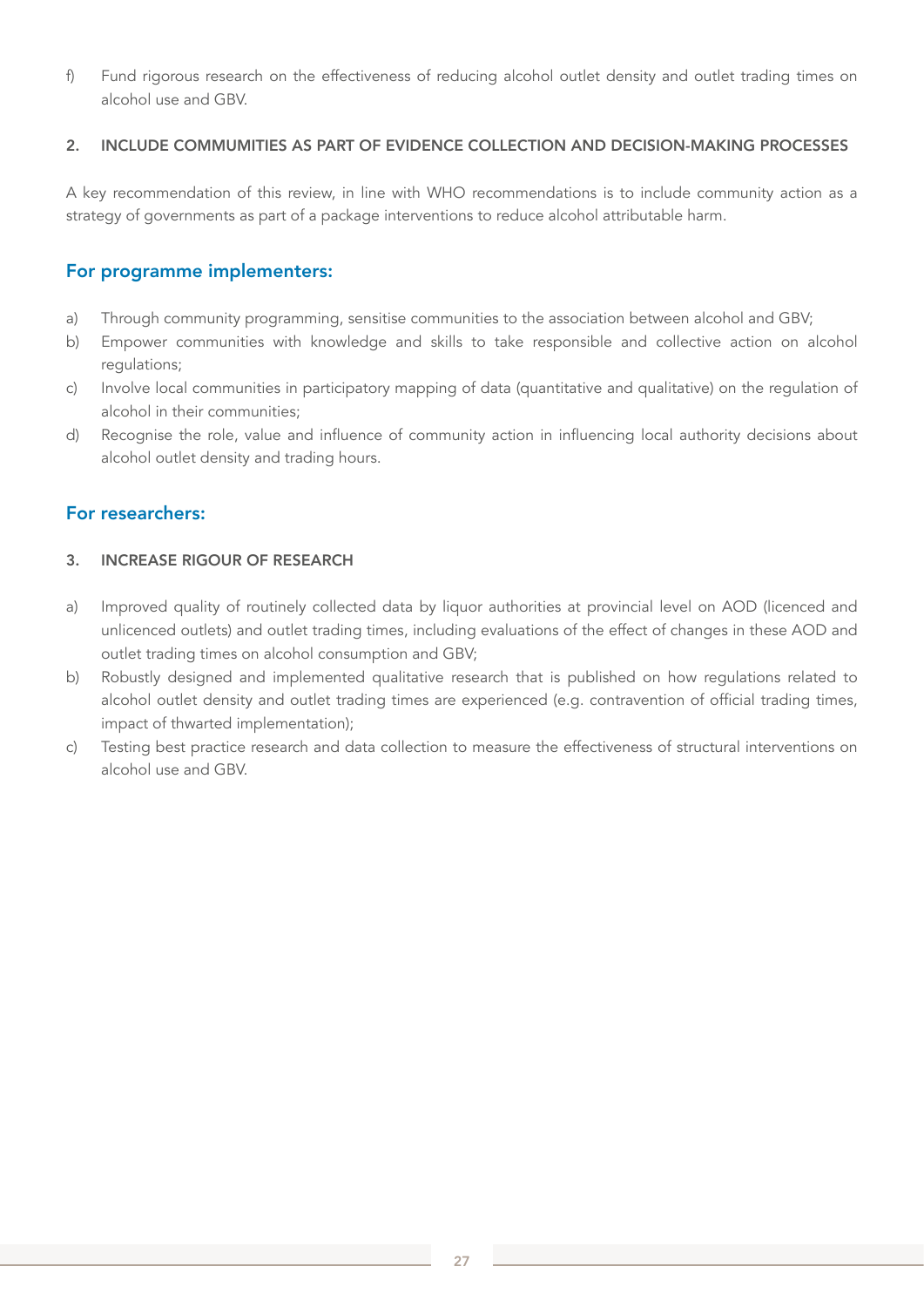f) Fund rigorous research on the effectiveness of reducing alcohol outlet density and outlet trading times on alcohol use and GBV.

#### 2. INCLUDE COMMUMITIES AS PART OF EVIDENCE COLLECTION AND DECISION-MAKING PROCESSES

A key recommendation of this review, in line with WHO recommendations is to include community action as a strategy of governments as part of a package interventions to reduce alcohol attributable harm.

### For programme implementers:

a) Through community programming, sensitise communities to the association between alcohol and GBV;
b) Empower communities with knowledge and skills to take responsible and collective action on alcohol regulations;
c) Involve local communities in participatory mapping of data (quantitative and qualitative) on the regulation of alcohol in their communities;
d) Recognise the role, value and influence of community action in influencing local authority decisions about alcohol outlet density and trading hours.

### For researchers:

#### 3. INCREASE RIGOUR OF RESEARCH

a) Improved quality of routinely collected data by liquor authorities at provincial level on AOD (licenced and unlicenced outlets) and outlet trading times, including evaluations of the effect of changes in these AOD and outlet trading times on alcohol consumption and GBV;
b) Robustly designed and implemented qualitative research that is published on how regulations related to alcohol outlet density and outlet trading times are experienced (e.g. contravention of official trading times, impact of thwarted implementation);
c) Testing best practice research and data collection to measure the effectiveness of structural interventions on alcohol use and GBV.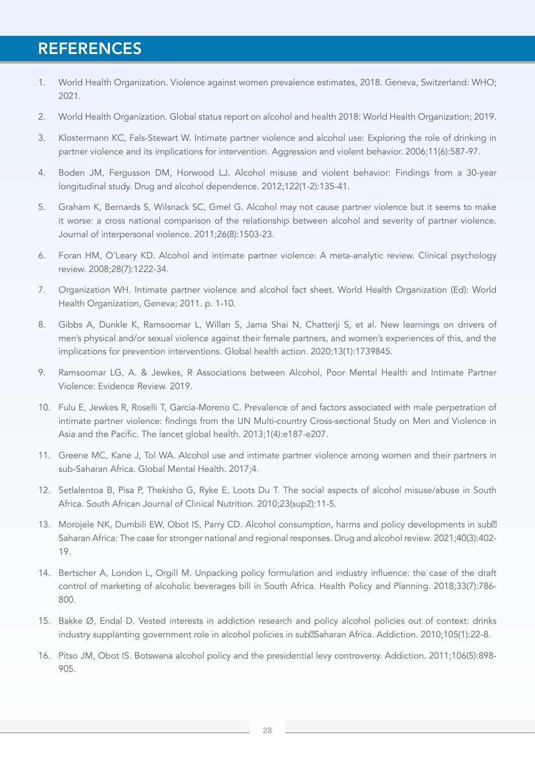# REFERENCES

1. World Health Organization. Violence against women prevalence estimates, 2018. Geneva, Switzerland: WHO; 2021.
2. World Health Organization. Global status report on alcohol and health 2018: World Health Organization; 2019.
3. Klostermann KC, Fals-Stewart W. Intimate partner violence and alcohol use: Exploring the role of drinking in partner violence and its implications for intervention. Aggression and violent behavior. 2006;11(6):587-97.
4. Boden JM, Fergusson DM, Horwood LJ. Alcohol misuse and violent behavior: Findings from a 30-year longitudinal study. Drug and alcohol dependence. 2012;122(1-2):135-41.
5. Graham K, Bernards S, Wilsnack SC, Gmel G. Alcohol may not cause partner violence but it seems to make it worse: a cross national comparison of the relationship between alcohol and severity of partner violence. Journal of interpersonal violence. 2011;26(8):1503-23.
6. Foran HM, O'Leary KD. Alcohol and intimate partner violence: A meta-analytic review. Clinical psychology review. 2008;28(7):1222-34.
7. Organization WH. Intimate partner violence and alcohol fact sheet. World Health Organization (Ed): World Health Organization, Geneva; 2011. p. 1-10.
8. Gibbs A, Dunkle K, Ramsoomar L, Willan S, Jama Shai N, Chatterji S, et al. New learnings on drivers of men's physical and/or sexual violence against their female partners, and women's experiences of this, and the implications for prevention interventions. Global health action. 2020;13(1):1739845.
9. Ramsoomar LG, A. & Jewkes, R Associations between Alcohol, Poor Mental Health and Intimate Partner Violence: Evidence Review. 2019.
10. Fulu E, Jewkes R, Roselli T, Garcia-Moreno C. Prevalence of and factors associated with male perpetration of intimate partner violence: findings from the UN Multi-country Cross-sectional Study on Men and Violence in Asia and the Pacific. The lancet global health. 2013;1(4):e187-e207.
11. Greene MC, Kane J, Tol WA. Alcohol use and intimate partner violence among women and their partners in sub-Saharan Africa. Global Mental Health. 2017;4.
12. Setlalentoa B, Pisa P, Thekisho G, Ryke E, Loots Du T. The social aspects of alcohol misuse/abuse in South Africa. South African Journal of Clinical Nutrition. 2010;23(sup2):11-5.
13. Morojele NK, Dumbili EW, Obot IS, Parry CD. Alcohol consumption, harms and policy developments in sub‐Saharan Africa: The case for stronger national and regional responses. Drug and alcohol review. 2021;40(3):402-19.
14. Bertscher A, London L, Orgill M. Unpacking policy formulation and industry influence: the case of the draft control of marketing of alcoholic beverages bill in South Africa. Health Policy and Planning. 2018;33(7):786-800.
15. Bakke Ø, Endal D. Vested interests in addiction research and policy alcohol policies out of context: drinks industry supplanting government role in alcohol policies in sub‐Saharan Africa. Addiction. 2010;105(1):22-8.
16. Pitso JM, Obot IS. Botswana alcohol policy and the presidential levy controversy. Addiction. 2011;106(5):898-905.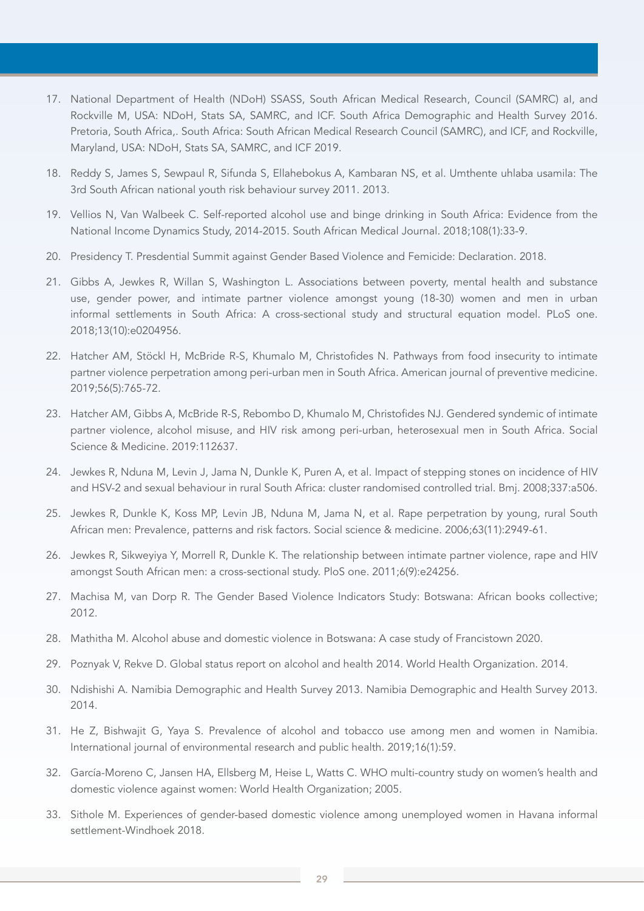17. National Department of Health (NDoH) SSASS, South African Medical Research, Council (SAMRC) al, and Rockville M, USA: NDoH, Stats SA, SAMRC, and ICF. South Africa Demographic and Health Survey 2016. Pretoria, South Africa,. South Africa: South African Medical Research Council (SAMRC), and ICF, and Rockville, Maryland, USA: NDoH, Stats SA, SAMRC, and ICF 2019.
18. Reddy S, James S, Sewpaul R, Sifunda S, Ellahebokus A, Kambaran NS, et al. Umthente uhlaba usamila: The 3rd South African national youth risk behaviour survey 2011. 2013.
19. Vellios N, Van Walbeek C. Self-reported alcohol use and binge drinking in South Africa: Evidence from the National Income Dynamics Study, 2014-2015. South African Medical Journal. 2018;108(1):33-9.
20. Presidency T. Presdential Summit against Gender Based Violence and Femicide: Declaration. 2018.
21. Gibbs A, Jewkes R, Willan S, Washington L. Associations between poverty, mental health and substance use, gender power, and intimate partner violence amongst young (18-30) women and men in urban informal settlements in South Africa: A cross-sectional study and structural equation model. PLoS one. 2018;13(10):e0204956.
22. Hatcher AM, Stöckl H, McBride R-S, Khumalo M, Christofides N. Pathways from food insecurity to intimate partner violence perpetration among peri-urban men in South Africa. American journal of preventive medicine. 2019;56(5):765-72.
23. Hatcher AM, Gibbs A, McBride R-S, Rebombo D, Khumalo M, Christofides NJ. Gendered syndemic of intimate partner violence, alcohol misuse, and HIV risk among peri-urban, heterosexual men in South Africa. Social Science & Medicine. 2019:112637.
24. Jewkes R, Nduna M, Levin J, Jama N, Dunkle K, Puren A, et al. Impact of stepping stones on incidence of HIV and HSV-2 and sexual behaviour in rural South Africa: cluster randomised controlled trial. Bmj. 2008;337:a506.
25. Jewkes R, Dunkle K, Koss MP, Levin JB, Nduna M, Jama N, et al. Rape perpetration by young, rural South African men: Prevalence, patterns and risk factors. Social science & medicine. 2006;63(11):2949-61.
26. Jewkes R, Sikweyiya Y, Morrell R, Dunkle K. The relationship between intimate partner violence, rape and HIV amongst South African men: a cross-sectional study. PloS one. 2011;6(9):e24256.
27. Machisa M, van Dorp R. The Gender Based Violence Indicators Study: Botswana: African books collective; 2012.
28. Mathitha M. Alcohol abuse and domestic violence in Botswana: A case study of Francistown 2020.
29. Poznyak V, Rekve D. Global status report on alcohol and health 2014. World Health Organization. 2014.
30. Ndishishi A. Namibia Demographic and Health Survey 2013. Namibia Demographic and Health Survey 2013. 2014.
31. He Z, Bishwajit G, Yaya S. Prevalence of alcohol and tobacco use among men and women in Namibia. International journal of environmental research and public health. 2019;16(1):59.
32. García-Moreno C, Jansen HA, Ellsberg M, Heise L, Watts C. WHO multi-country study on women's health and domestic violence against women: World Health Organization; 2005.
33. Sithole M. Experiences of gender-based domestic violence among unemployed women in Havana informal settlement-Windhoek 2018.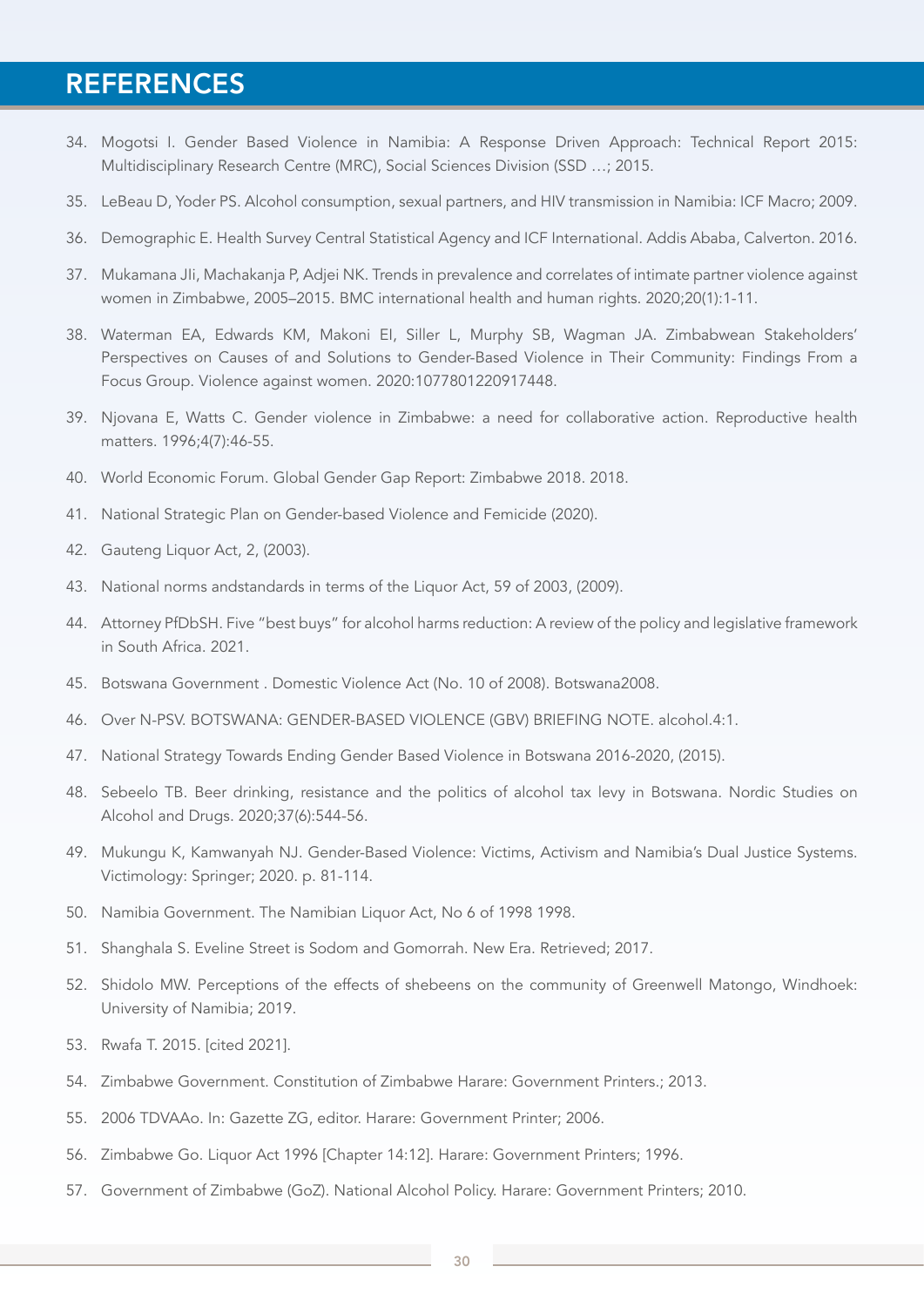# REFERENCES

34. Mogotsi I. Gender Based Violence in Namibia: A Response Driven Approach: Technical Report 2015: Multidisciplinary Research Centre (MRC), Social Sciences Division (SSD …; 2015.
35. LeBeau D, Yoder PS. Alcohol consumption, sexual partners, and HIV transmission in Namibia: ICF Macro; 2009.
36. Demographic E. Health Survey Central Statistical Agency and ICF International. Addis Ababa, Calverton. 2016.
37. Mukamana JIi, Machakanja P, Adjei NK. Trends in prevalence and correlates of intimate partner violence against women in Zimbabwe, 2005–2015. BMC international health and human rights. 2020;20(1):1-11.
38. Waterman EA, Edwards KM, Makoni EI, Siller L, Murphy SB, Wagman JA. Zimbabwean Stakeholders' Perspectives on Causes of and Solutions to Gender-Based Violence in Their Community: Findings From a Focus Group. Violence against women. 2020:1077801220917448.
39. Njovana E, Watts C. Gender violence in Zimbabwe: a need for collaborative action. Reproductive health matters. 1996;4(7):46-55.
40. World Economic Forum. Global Gender Gap Report: Zimbabwe 2018. 2018.
41. National Strategic Plan on Gender-based Violence and Femicide (2020).
42. Gauteng Liquor Act, 2, (2003).
43. National norms andstandards in terms of the Liquor Act, 59 of 2003, (2009).
44. Attorney PfDbSH. Five "best buys" for alcohol harms reduction: A review of the policy and legislative framework in South Africa. 2021.
45. Botswana Government . Domestic Violence Act (No. 10 of 2008). Botswana2008.
46. Over N-PSV. BOTSWANA: GENDER-BASED VIOLENCE (GBV) BRIEFING NOTE. alcohol.4:1.
47. National Strategy Towards Ending Gender Based Violence in Botswana 2016-2020, (2015).
48. Sebeelo TB. Beer drinking, resistance and the politics of alcohol tax levy in Botswana. Nordic Studies on Alcohol and Drugs. 2020;37(6):544-56.
49. Mukungu K, Kamwanyah NJ. Gender-Based Violence: Victims, Activism and Namibia's Dual Justice Systems. Victimology: Springer; 2020. p. 81-114.
50. Namibia Government. The Namibian Liquor Act, No 6 of 1998 1998.
51. Shanghala S. Eveline Street is Sodom and Gomorrah. New Era. Retrieved; 2017.
52. Shidolo MW. Perceptions of the effects of shebeens on the community of Greenwell Matongo, Windhoek: University of Namibia; 2019.
53. Rwafa T. 2015. [cited 2021].
54. Zimbabwe Government. Constitution of Zimbabwe Harare: Government Printers.; 2013.
55. 2006 TDVAAo. In: Gazette ZG, editor. Harare: Government Printer; 2006.
56. Zimbabwe Go. Liquor Act 1996 [Chapter 14:12]. Harare: Government Printers; 1996.
57. Government of Zimbabwe (GoZ). National Alcohol Policy. Harare: Government Printers; 2010.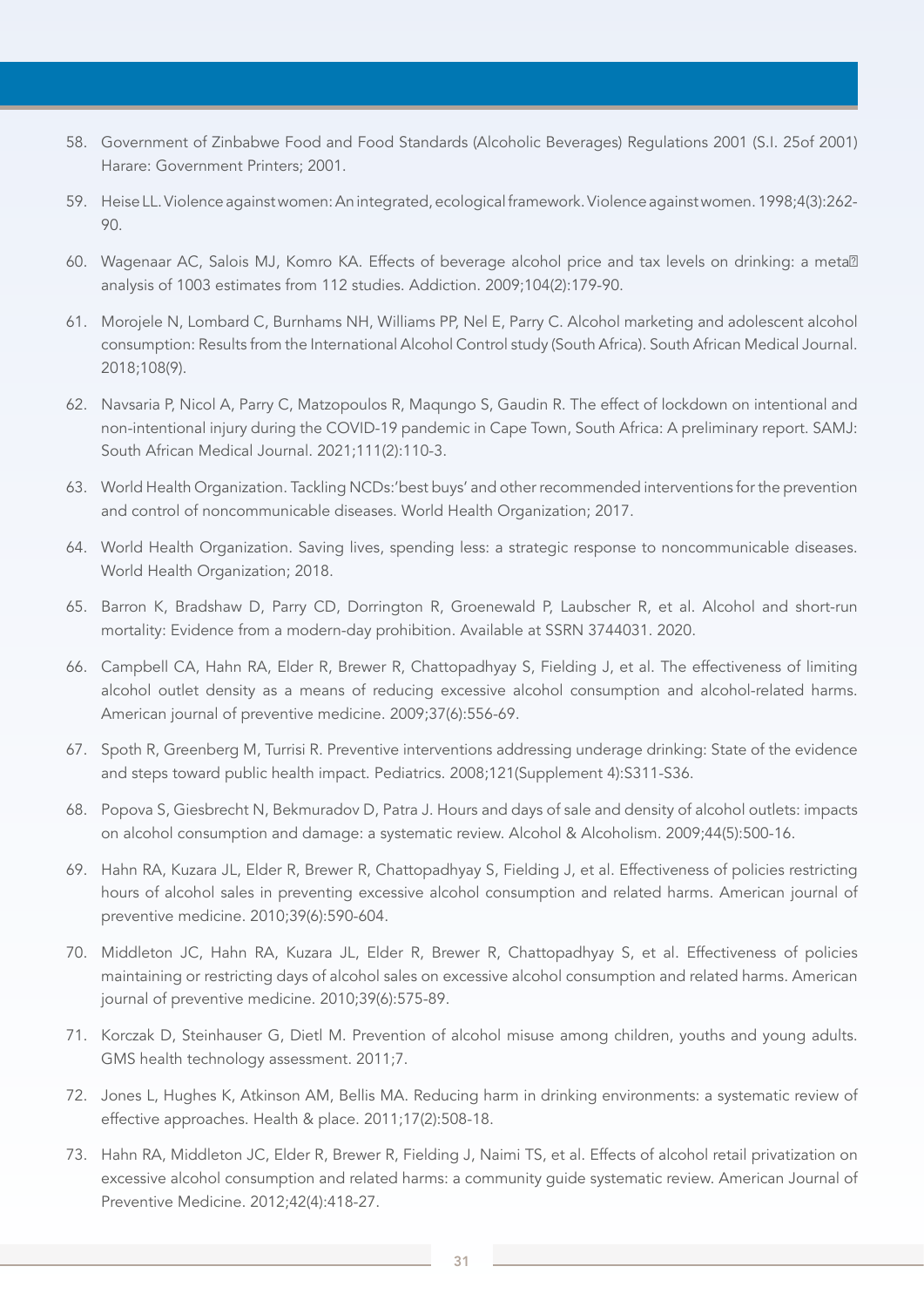58. Government of Zinbabwe Food and Food Standards (Alcoholic Beverages) Regulations 2001 (S.I. 25of 2001) Harare: Government Printers; 2001.
59. Heise LL. Violence against women: An integrated, ecological framework. Violence against women. 1998;4(3):262-90.
60. Wagenaar AC, Salois MJ, Komro KA. Effects of beverage alcohol price and tax levels on drinking: a meta analysis of 1003 estimates from 112 studies. Addiction. 2009;104(2):179-90.
61. Morojele N, Lombard C, Burnhams NH, Williams PP, Nel E, Parry C. Alcohol marketing and adolescent alcohol consumption: Results from the International Alcohol Control study (South Africa). South African Medical Journal. 2018;108(9).
62. Navsaria P, Nicol A, Parry C, Matzopoulos R, Maqungo S, Gaudin R. The effect of lockdown on intentional and non-intentional injury during the COVID-19 pandemic in Cape Town, South Africa: A preliminary report. SAMJ: South African Medical Journal. 2021;111(2):110-3.
63. World Health Organization. Tackling NCDs:'best buys' and other recommended interventions for the prevention and control of noncommunicable diseases. World Health Organization; 2017.
64. World Health Organization. Saving lives, spending less: a strategic response to noncommunicable diseases. World Health Organization; 2018.
65. Barron K, Bradshaw D, Parry CD, Dorrington R, Groenewald P, Laubscher R, et al. Alcohol and short-run mortality: Evidence from a modern-day prohibition. Available at SSRN 3744031. 2020.
66. Campbell CA, Hahn RA, Elder R, Brewer R, Chattopadhyay S, Fielding J, et al. The effectiveness of limiting alcohol outlet density as a means of reducing excessive alcohol consumption and alcohol-related harms. American journal of preventive medicine. 2009;37(6):556-69.
67. Spoth R, Greenberg M, Turrisi R. Preventive interventions addressing underage drinking: State of the evidence and steps toward public health impact. Pediatrics. 2008;121(Supplement 4):S311-S36.
68. Popova S, Giesbrecht N, Bekmuradov D, Patra J. Hours and days of sale and density of alcohol outlets: impacts on alcohol consumption and damage: a systematic review. Alcohol & Alcoholism. 2009;44(5):500-16.
69. Hahn RA, Kuzara JL, Elder R, Brewer R, Chattopadhyay S, Fielding J, et al. Effectiveness of policies restricting hours of alcohol sales in preventing excessive alcohol consumption and related harms. American journal of preventive medicine. 2010;39(6):590-604.
70. Middleton JC, Hahn RA, Kuzara JL, Elder R, Brewer R, Chattopadhyay S, et al. Effectiveness of policies maintaining or restricting days of alcohol sales on excessive alcohol consumption and related harms. American journal of preventive medicine. 2010;39(6):575-89.
71. Korczak D, Steinhauser G, Dietl M. Prevention of alcohol misuse among children, youths and young adults. GMS health technology assessment. 2011;7.
72. Jones L, Hughes K, Atkinson AM, Bellis MA. Reducing harm in drinking environments: a systematic review of effective approaches. Health & place. 2011;17(2):508-18.
73. Hahn RA, Middleton JC, Elder R, Brewer R, Fielding J, Naimi TS, et al. Effects of alcohol retail privatization on excessive alcohol consumption and related harms: a community guide systematic review. American Journal of Preventive Medicine. 2012;42(4):418-27.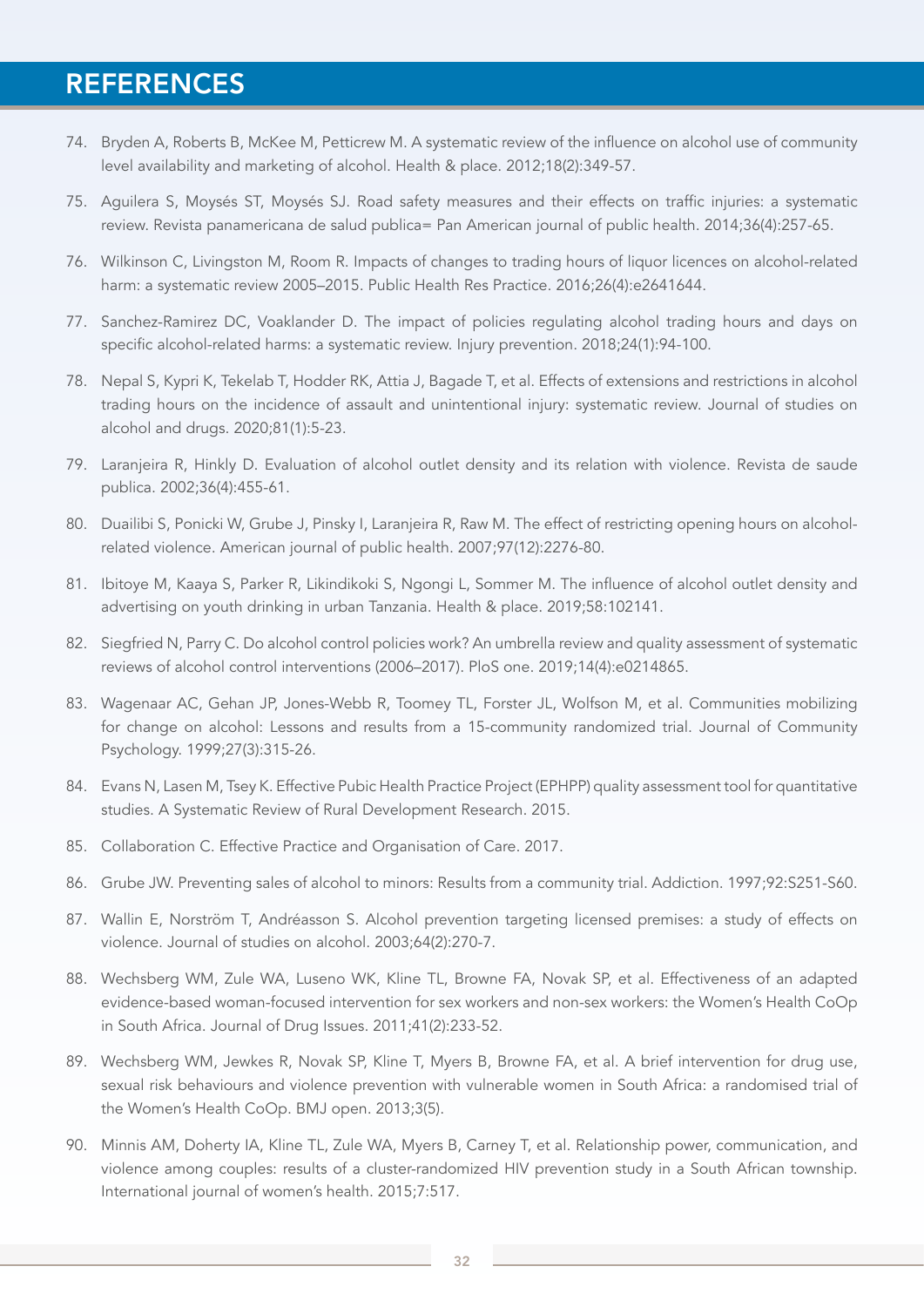# REFERENCES

74. Bryden A, Roberts B, McKee M, Petticrew M. A systematic review of the influence on alcohol use of community level availability and marketing of alcohol. Health & place. 2012;18(2):349-57.
75. Aguilera S, Moysés ST, Moysés SJ. Road safety measures and their effects on traffic injuries: a systematic review. Revista panamericana de salud publica= Pan American journal of public health. 2014;36(4):257-65.
76. Wilkinson C, Livingston M, Room R. Impacts of changes to trading hours of liquor licences on alcohol-related harm: a systematic review 2005–2015. Public Health Res Practice. 2016;26(4):e2641644.
77. Sanchez-Ramirez DC, Voaklander D. The impact of policies regulating alcohol trading hours and days on specific alcohol-related harms: a systematic review. Injury prevention. 2018;24(1):94-100.
78. Nepal S, Kypri K, Tekelab T, Hodder RK, Attia J, Bagade T, et al. Effects of extensions and restrictions in alcohol trading hours on the incidence of assault and unintentional injury: systematic review. Journal of studies on alcohol and drugs. 2020;81(1):5-23.
79. Laranjeira R, Hinkly D. Evaluation of alcohol outlet density and its relation with violence. Revista de saude publica. 2002;36(4):455-61.
80. Duailibi S, Ponicki W, Grube J, Pinsky I, Laranjeira R, Raw M. The effect of restricting opening hours on alcohol-related violence. American journal of public health. 2007;97(12):2276-80.
81. Ibitoye M, Kaaya S, Parker R, Likindikoki S, Ngongi L, Sommer M. The influence of alcohol outlet density and advertising on youth drinking in urban Tanzania. Health & place. 2019;58:102141.
82. Siegfried N, Parry C. Do alcohol control policies work? An umbrella review and quality assessment of systematic reviews of alcohol control interventions (2006–2017). PloS one. 2019;14(4):e0214865.
83. Wagenaar AC, Gehan JP, Jones-Webb R, Toomey TL, Forster JL, Wolfson M, et al. Communities mobilizing for change on alcohol: Lessons and results from a 15-community randomized trial. Journal of Community Psychology. 1999;27(3):315-26.
84. Evans N, Lasen M, Tsey K. Effective Pubic Health Practice Project (EPHPP) quality assessment tool for quantitative studies. A Systematic Review of Rural Development Research. 2015.
85. Collaboration C. Effective Practice and Organisation of Care. 2017.
86. Grube JW. Preventing sales of alcohol to minors: Results from a community trial. Addiction. 1997;92:S251-S60.
87. Wallin E, Norström T, Andréasson S. Alcohol prevention targeting licensed premises: a study of effects on violence. Journal of studies on alcohol. 2003;64(2):270-7.
88. Wechsberg WM, Zule WA, Luseno WK, Kline TL, Browne FA, Novak SP, et al. Effectiveness of an adapted evidence-based woman-focused intervention for sex workers and non-sex workers: the Women's Health CoOp in South Africa. Journal of Drug Issues. 2011;41(2):233-52.
89. Wechsberg WM, Jewkes R, Novak SP, Kline T, Myers B, Browne FA, et al. A brief intervention for drug use, sexual risk behaviours and violence prevention with vulnerable women in South Africa: a randomised trial of the Women's Health CoOp. BMJ open. 2013;3(5).
90. Minnis AM, Doherty IA, Kline TL, Zule WA, Myers B, Carney T, et al. Relationship power, communication, and violence among couples: results of a cluster-randomized HIV prevention study in a South African township. International journal of women's health. 2015;7:517.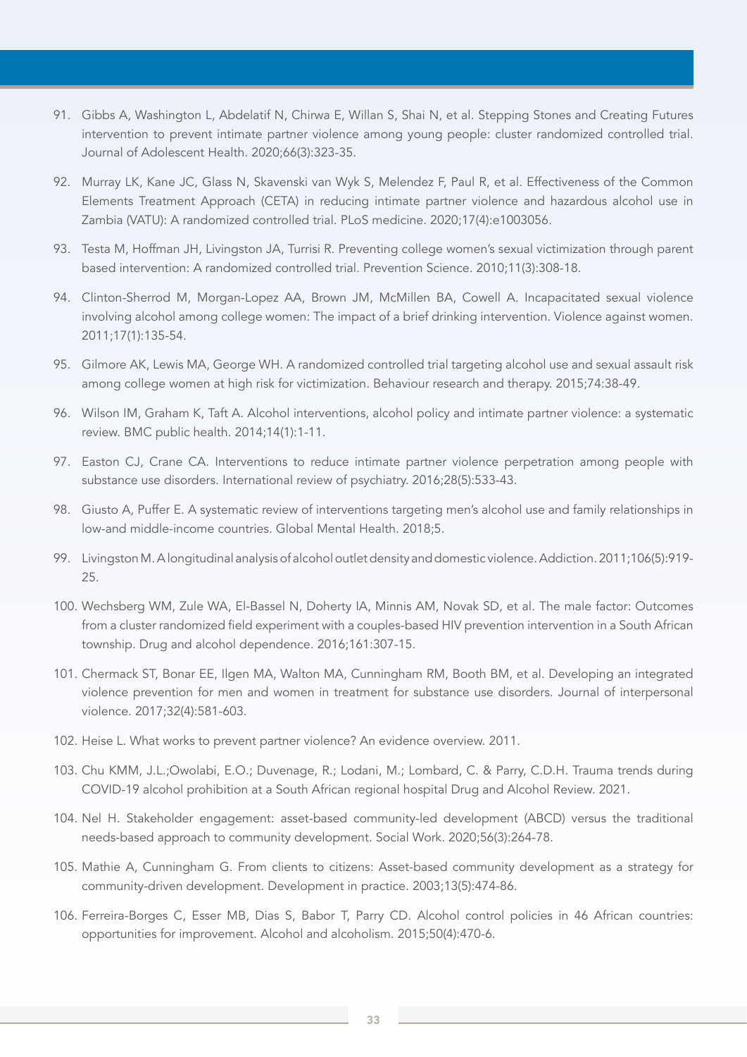91. Gibbs A, Washington L, Abdelatif N, Chirwa E, Willan S, Shai N, et al. Stepping Stones and Creating Futures intervention to prevent intimate partner violence among young people: cluster randomized controlled trial. Journal of Adolescent Health. 2020;66(3):323-35.

92. Murray LK, Kane JC, Glass N, Skavenski van Wyk S, Melendez F, Paul R, et al. Effectiveness of the Common Elements Treatment Approach (CETA) in reducing intimate partner violence and hazardous alcohol use in Zambia (VATU): A randomized controlled trial. PLoS medicine. 2020;17(4):e1003056.

93. Testa M, Hoffman JH, Livingston JA, Turrisi R. Preventing college women's sexual victimization through parent based intervention: A randomized controlled trial. Prevention Science. 2010;11(3):308-18.

94. Clinton-Sherrod M, Morgan-Lopez AA, Brown JM, McMillen BA, Cowell A. Incapacitated sexual violence involving alcohol among college women: The impact of a brief drinking intervention. Violence against women. 2011;17(1):135-54.

95. Gilmore AK, Lewis MA, George WH. A randomized controlled trial targeting alcohol use and sexual assault risk among college women at high risk for victimization. Behaviour research and therapy. 2015;74:38-49.

96. Wilson IM, Graham K, Taft A. Alcohol interventions, alcohol policy and intimate partner violence: a systematic review. BMC public health. 2014;14(1):1-11.

97. Easton CJ, Crane CA. Interventions to reduce intimate partner violence perpetration among people with substance use disorders. International review of psychiatry. 2016;28(5):533-43.

98. Giusto A, Puffer E. A systematic review of interventions targeting men's alcohol use and family relationships in low-and middle-income countries. Global Mental Health. 2018;5.

99. Livingston M. A longitudinal analysis of alcohol outlet density and domestic violence. Addiction. 2011;106(5):919-25.

100. Wechsberg WM, Zule WA, El-Bassel N, Doherty IA, Minnis AM, Novak SD, et al. The male factor: Outcomes from a cluster randomized field experiment with a couples-based HIV prevention intervention in a South African township. Drug and alcohol dependence. 2016;161:307-15.

101. Chermack ST, Bonar EE, Ilgen MA, Walton MA, Cunningham RM, Booth BM, et al. Developing an integrated violence prevention for men and women in treatment for substance use disorders. Journal of interpersonal violence. 2017;32(4):581-603.

102. Heise L. What works to prevent partner violence? An evidence overview. 2011.

103. Chu KMM, J.L.;Owolabi, E.O.; Duvenage, R.; Lodani, M.; Lombard, C. & Parry, C.D.H. Trauma trends during COVID-19 alcohol prohibition at a South African regional hospital Drug and Alcohol Review. 2021.

104. Nel H. Stakeholder engagement: asset-based community-led development (ABCD) versus the traditional needs-based approach to community development. Social Work. 2020;56(3):264-78.

105. Mathie A, Cunningham G. From clients to citizens: Asset-based community development as a strategy for community-driven development. Development in practice. 2003;13(5):474-86.

106. Ferreira-Borges C, Esser MB, Dias S, Babor T, Parry CD. Alcohol control policies in 46 African countries: opportunities for improvement. Alcohol and alcoholism. 2015;50(4):470-6.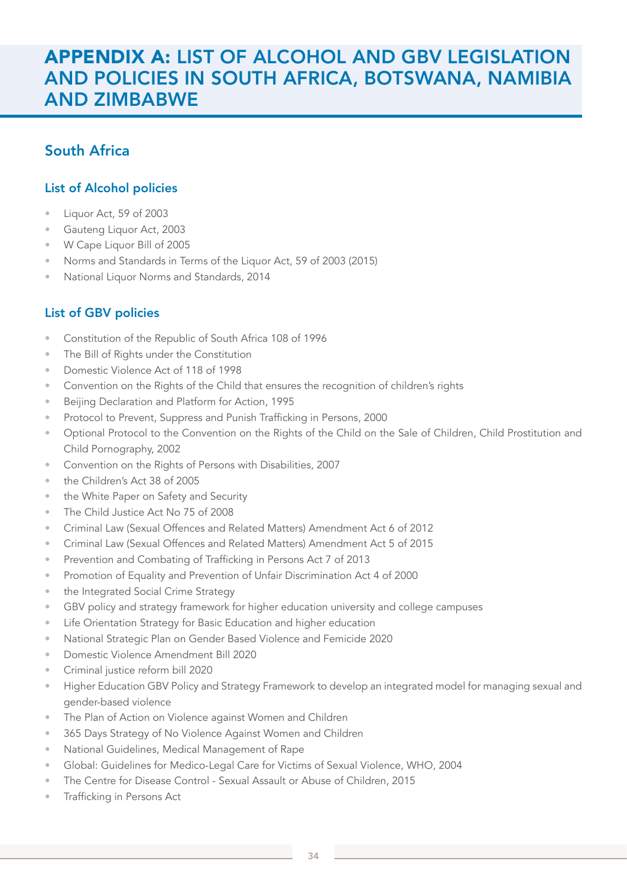# APPENDIX A: LIST OF ALCOHOL AND GBV LEGISLATION AND POLICIES IN SOUTH AFRICA, BOTSWANA, NAMIBIA AND ZIMBABWE

## South Africa

### List of Alcohol policies

- Liquor Act, 59 of 2003
- Gauteng Liquor Act, 2003
- W Cape Liquor Bill of 2005
- Norms and Standards in Terms of the Liquor Act, 59 of 2003 (2015)
- National Liquor Norms and Standards, 2014

### List of GBV policies

- Constitution of the Republic of South Africa 108 of 1996
- The Bill of Rights under the Constitution
- Domestic Violence Act of 118 of 1998
- Convention on the Rights of the Child that ensures the recognition of children's rights
- Beijing Declaration and Platform for Action, 1995
- Protocol to Prevent, Suppress and Punish Trafficking in Persons, 2000
- Optional Protocol to the Convention on the Rights of the Child on the Sale of Children, Child Prostitution and Child Pornography, 2002
- Convention on the Rights of Persons with Disabilities, 2007
- the Children's Act 38 of 2005
- the White Paper on Safety and Security
- The Child Justice Act No 75 of 2008
- Criminal Law (Sexual Offences and Related Matters) Amendment Act 6 of 2012
- Criminal Law (Sexual Offences and Related Matters) Amendment Act 5 of 2015
- Prevention and Combating of Trafficking in Persons Act 7 of 2013
- Promotion of Equality and Prevention of Unfair Discrimination Act 4 of 2000
- the Integrated Social Crime Strategy
- GBV policy and strategy framework for higher education university and college campuses
- Life Orientation Strategy for Basic Education and higher education
- National Strategic Plan on Gender Based Violence and Femicide 2020
- Domestic Violence Amendment Bill 2020
- Criminal justice reform bill 2020
- Higher Education GBV Policy and Strategy Framework to develop an integrated model for managing sexual and gender-based violence
- The Plan of Action on Violence against Women and Children
- 365 Days Strategy of No Violence Against Women and Children
- National Guidelines, Medical Management of Rape
- Global: Guidelines for Medico-Legal Care for Victims of Sexual Violence, WHO, 2004
- The Centre for Disease Control - Sexual Assault or Abuse of Children, 2015
- Trafficking in Persons Act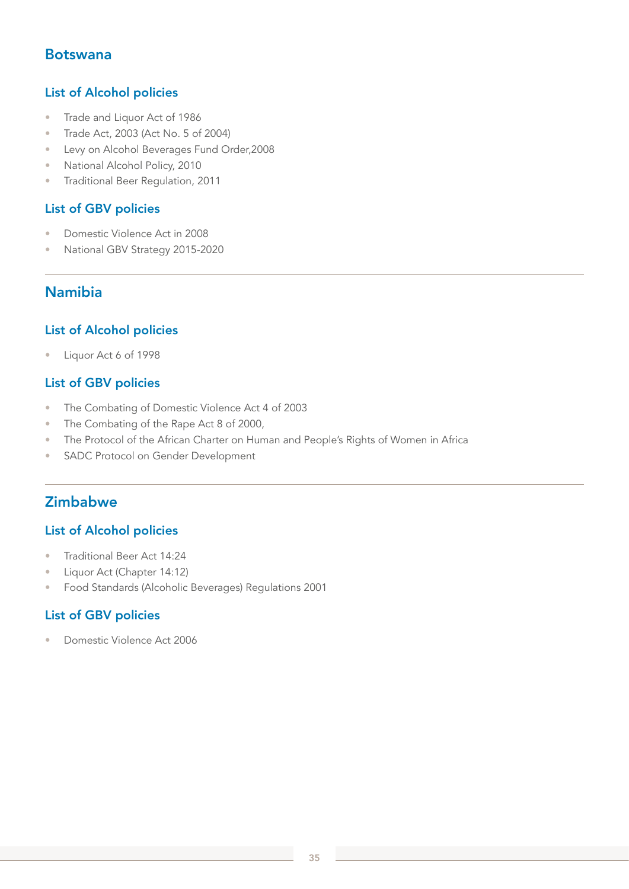## Botswana

### List of Alcohol policies

- Trade and Liquor Act of 1986
- Trade Act, 2003 (Act No. 5 of 2004)
- Levy on Alcohol Beverages Fund Order,2008
- National Alcohol Policy, 2010
- Traditional Beer Regulation, 2011

### List of GBV policies

- Domestic Violence Act in 2008
- National GBV Strategy 2015-2020

## Namibia

### List of Alcohol policies

- Liquor Act 6 of 1998

### List of GBV policies

- The Combating of Domestic Violence Act 4 of 2003
- The Combating of the Rape Act 8 of 2000,
- The Protocol of the African Charter on Human and People's Rights of Women in Africa
- SADC Protocol on Gender Development

## Zimbabwe

### List of Alcohol policies

- Traditional Beer Act 14:24
- Liquor Act (Chapter 14:12)
- Food Standards (Alcoholic Beverages) Regulations 2001

### List of GBV policies

- Domestic Violence Act 2006